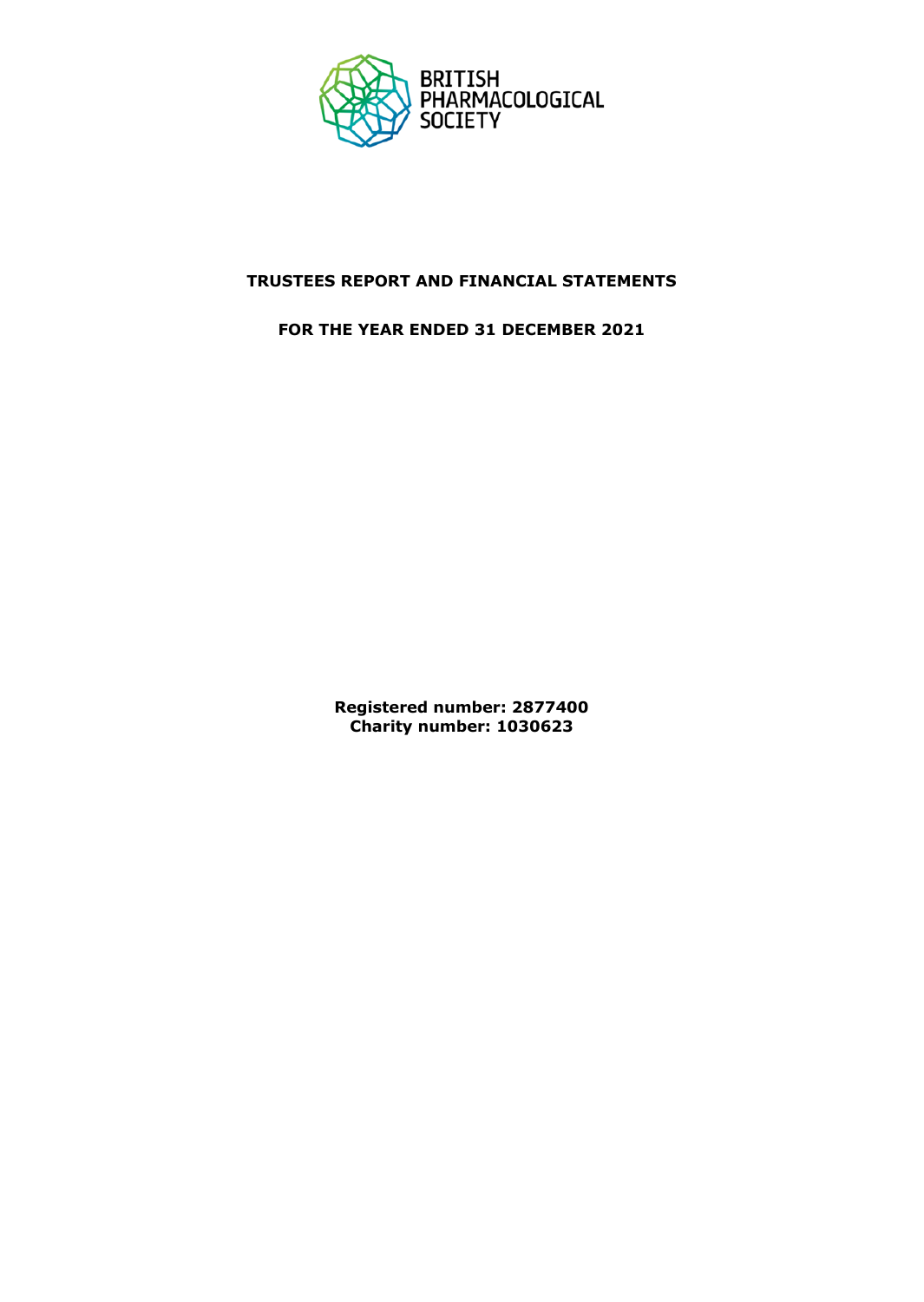BRITISH PHARMACOLOGICAL SOCIETY

# TRUSTEES REPORT AND FINANCIAL STATEMENTS

## FOR THE YEAR ENDED 31 DECEMBER 2021

**Registered number: 2877400**
**Charity number: 1030623**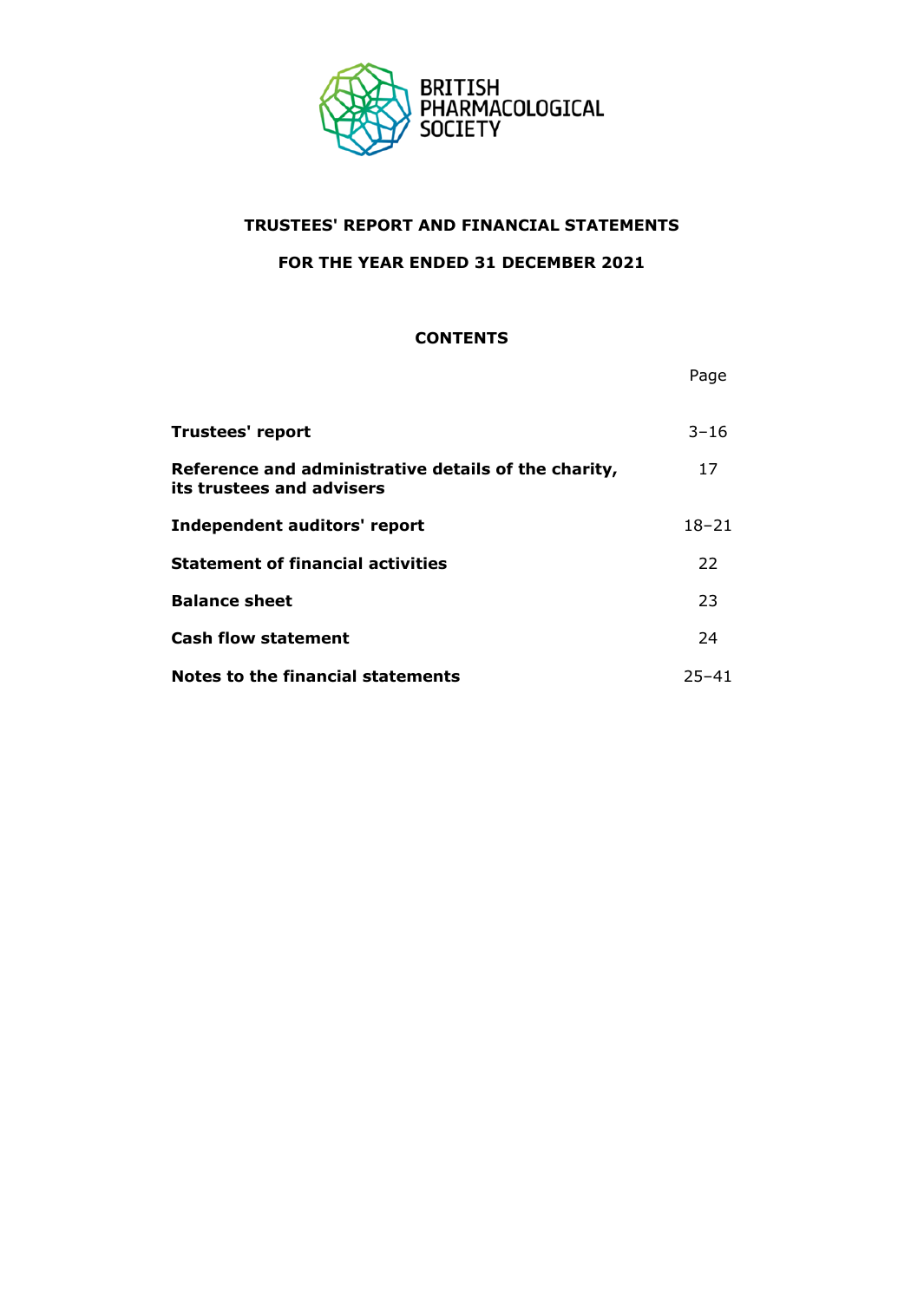BRITISH PHARMACOLOGICAL SOCIETY

# TRUSTEES' REPORT AND FINANCIAL STATEMENTS

## FOR THE YEAR ENDED 31 DECEMBER 2021

### CONTENTS

| | Page |
|---|---|
| **Trustees' report** | 3–16 |
| **Reference and administrative details of the charity, its trustees and advisers** | 17 |
| **Independent auditors' report** | 18–21 |
| **Statement of financial activities** | 22 |
| **Balance sheet** | 23 |
| **Cash flow statement** | 24 |
| **Notes to the financial statements** | 25–41 |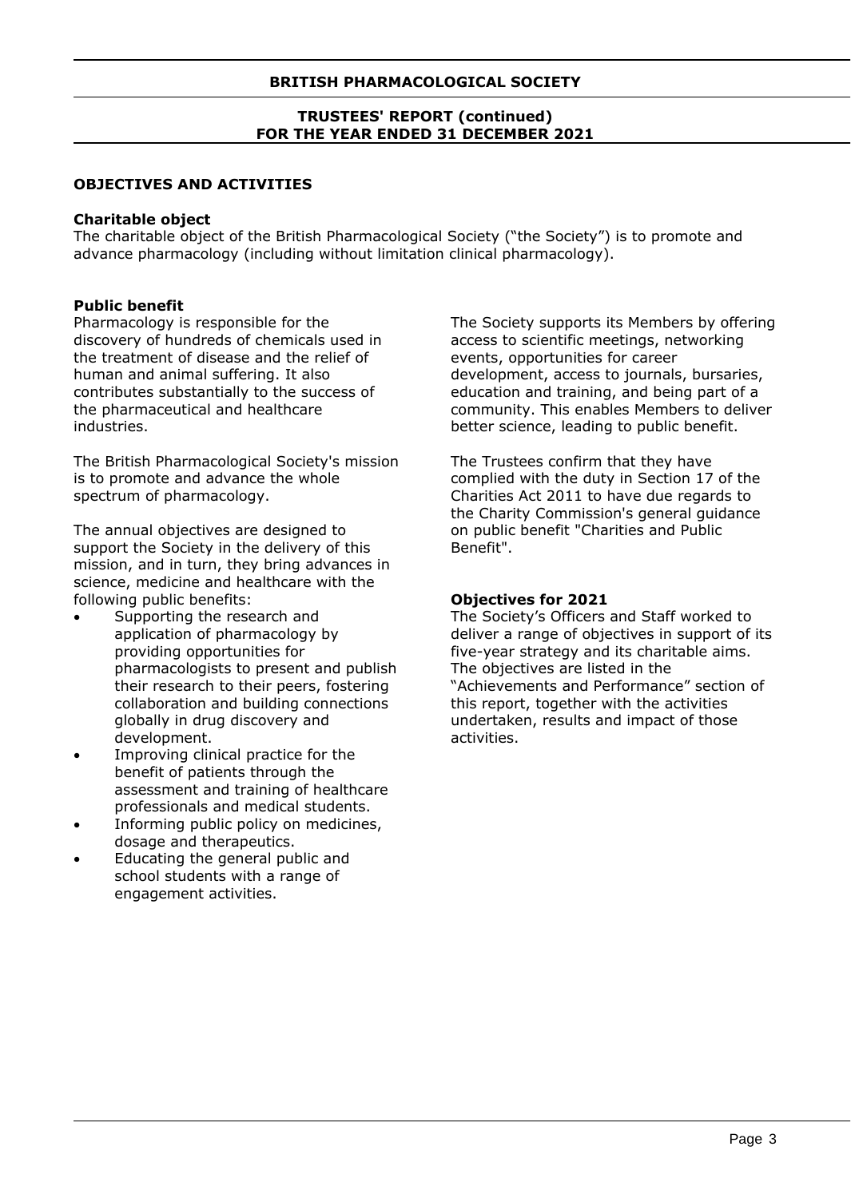## OBJECTIVES AND ACTIVITIES

### Charitable object

The charitable object of the British Pharmacological Society ("the Society") is to promote and advance pharmacology (including without limitation clinical pharmacology).

### Public benefit

Pharmacology is responsible for the discovery of hundreds of chemicals used in the treatment of disease and the relief of human and animal suffering. It also contributes substantially to the success of the pharmaceutical and healthcare industries.

The British Pharmacological Society's mission is to promote and advance the whole spectrum of pharmacology.

The annual objectives are designed to support the Society in the delivery of this mission, and in turn, they bring advances in science, medicine and healthcare with the following public benefits:

- Supporting the research and application of pharmacology by providing opportunities for pharmacologists to present and publish their research to their peers, fostering collaboration and building connections globally in drug discovery and development.
- Improving clinical practice for the benefit of patients through the assessment and training of healthcare professionals and medical students.
- Informing public policy on medicines, dosage and therapeutics.
- Educating the general public and school students with a range of engagement activities.

The Society supports its Members by offering access to scientific meetings, networking events, opportunities for career development, access to journals, bursaries, education and training, and being part of a community. This enables Members to deliver better science, leading to public benefit.

The Trustees confirm that they have complied with the duty in Section 17 of the Charities Act 2011 to have due regards to the Charity Commission's general guidance on public benefit "Charities and Public Benefit".

### Objectives for 2021

The Society's Officers and Staff worked to deliver a range of objectives in support of its five-year strategy and its charitable aims. The objectives are listed in the "Achievements and Performance" section of this report, together with the activities undertaken, results and impact of those activities.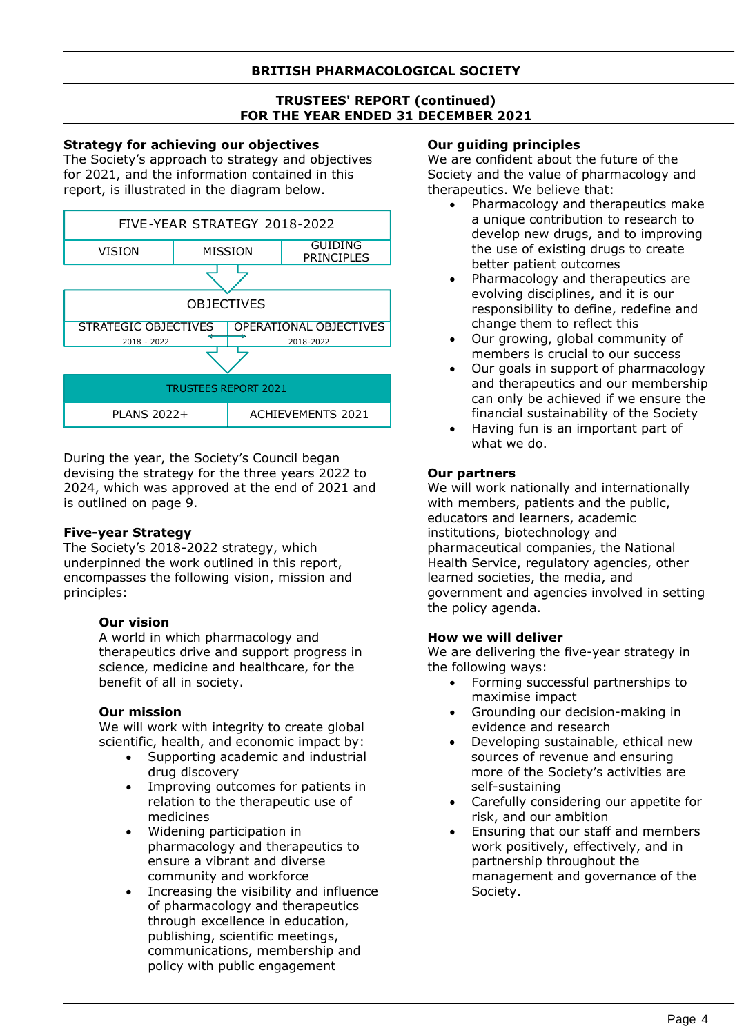## Strategy for achieving our objectives

The Society's approach to strategy and objectives for 2021, and the information contained in this report, is illustrated in the diagram below.

FIVE-YEAR STRATEGY 2018-2022

VISION | MISSION | GUIDING PRINCIPLES

OBJECTIVES

STRATEGIC OBJECTIVES 2018 - 2022 | OPERATIONAL OBJECTIVES 2018-2022

TRUSTEES REPORT 2021

PLANS 2022+ | ACHIEVEMENTS 2021

During the year, the Society's Council began devising the strategy for the three years 2022 to 2024, which was approved at the end of 2021 and is outlined on page 9.

## Five-year Strategy

The Society's 2018-2022 strategy, which underpinned the work outlined in this report, encompasses the following vision, mission and principles:

### Our vision

A world in which pharmacology and therapeutics drive and support progress in science, medicine and healthcare, for the benefit of all in society.

### Our mission

We will work with integrity to create global scientific, health, and economic impact by:

- Supporting academic and industrial drug discovery
- Improving outcomes for patients in relation to the therapeutic use of medicines
- Widening participation in pharmacology and therapeutics to ensure a vibrant and diverse community and workforce
- Increasing the visibility and influence of pharmacology and therapeutics through excellence in education, publishing, scientific meetings, communications, membership and policy with public engagement

## Our guiding principles

We are confident about the future of the Society and the value of pharmacology and therapeutics. We believe that:

- Pharmacology and therapeutics make a unique contribution to research to develop new drugs, and to improving the use of existing drugs to create better patient outcomes
- Pharmacology and therapeutics are evolving disciplines, and it is our responsibility to define, redefine and change them to reflect this
- Our growing, global community of members is crucial to our success
- Our goals in support of pharmacology and therapeutics and our membership can only be achieved if we ensure the financial sustainability of the Society
- Having fun is an important part of what we do.

## Our partners

We will work nationally and internationally with members, patients and the public, educators and learners, academic institutions, biotechnology and pharmaceutical companies, the National Health Service, regulatory agencies, other learned societies, the media, and government and agencies involved in setting the policy agenda.

## How we will deliver

We are delivering the five-year strategy in the following ways:

- Forming successful partnerships to maximise impact
- Grounding our decision-making in evidence and research
- Developing sustainable, ethical new sources of revenue and ensuring more of the Society's activities are self-sustaining
- Carefully considering our appetite for risk, and our ambition
- Ensuring that our staff and members work positively, effectively, and in partnership throughout the management and governance of the Society.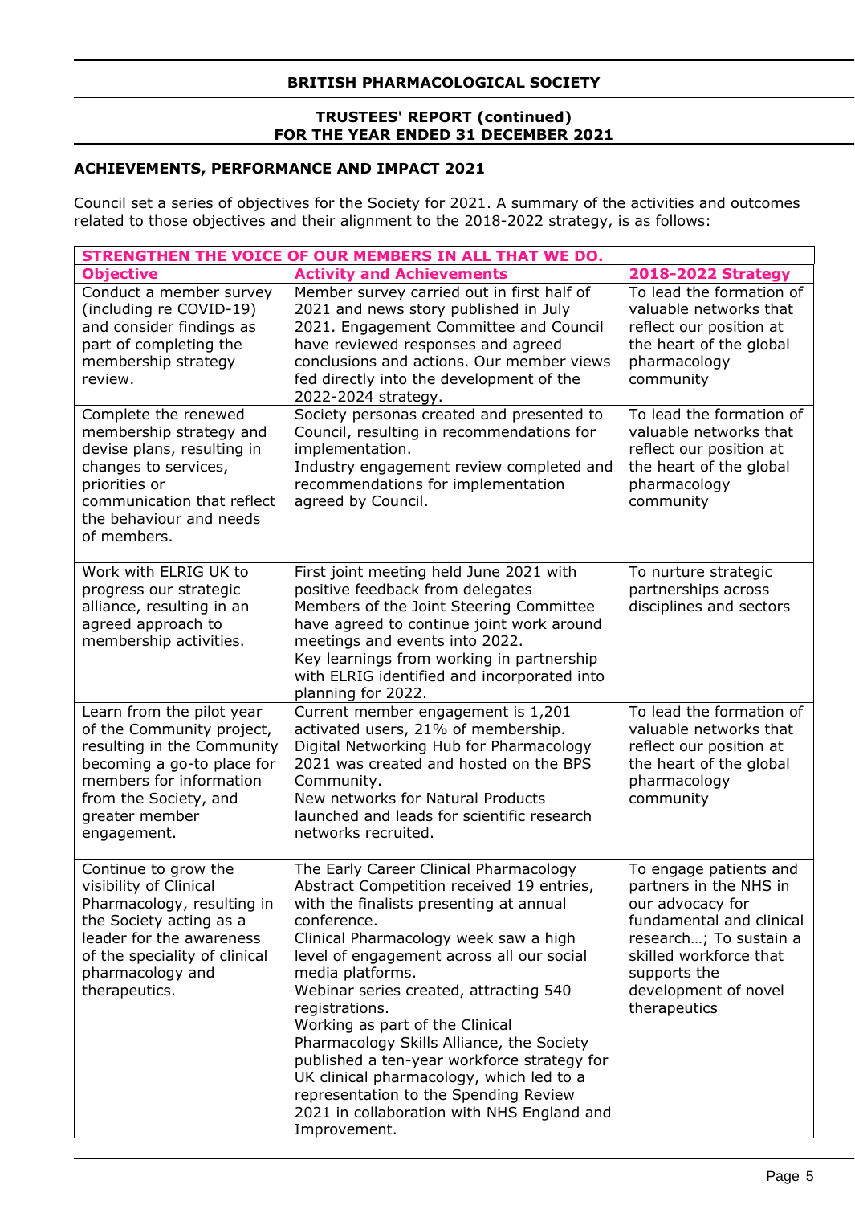**BRITISH PHARMACOLOGICAL SOCIETY**

**TRUSTEES' REPORT (continued)**
**FOR THE YEAR ENDED 31 DECEMBER 2021**

## ACHIEVEMENTS, PERFORMANCE AND IMPACT 2021

Council set a series of objectives for the Society for 2021. A summary of the activities and outcomes related to those objectives and their alignment to the 2018-2022 strategy, is as follows:

| **STRENGTHEN THE VOICE OF OUR MEMBERS IN ALL THAT WE DO.** | | |
|---|---|---|
| **Objective** | **Activity and Achievements** | **2018-2022 Strategy** |
| Conduct a member survey (including re COVID-19) and consider findings as part of completing the membership strategy review. | Member survey carried out in first half of 2021 and news story published in July 2021. Engagement Committee and Council have reviewed responses and agreed conclusions and actions. Our member views fed directly into the development of the 2022-2024 strategy. | To lead the formation of valuable networks that reflect our position at the heart of the global pharmacology community |
| Complete the renewed membership strategy and devise plans, resulting in changes to services, priorities or communication that reflect the behaviour and needs of members. | Society personas created and presented to Council, resulting in recommendations for implementation.<br>Industry engagement review completed and recommendations for implementation agreed by Council. | To lead the formation of valuable networks that reflect our position at the heart of the global pharmacology community |
| Work with ELRIG UK to progress our strategic alliance, resulting in an agreed approach to membership activities. | First joint meeting held June 2021 with positive feedback from delegates<br>Members of the Joint Steering Committee have agreed to continue joint work around meetings and events into 2022.<br>Key learnings from working in partnership with ELRIG identified and incorporated into planning for 2022. | To nurture strategic partnerships across disciplines and sectors |
| Learn from the pilot year of the Community project, resulting in the Community becoming a go-to place for members for information from the Society, and greater member engagement. | Current member engagement is 1,201 activated users, 21% of membership.<br>Digital Networking Hub for Pharmacology 2021 was created and hosted on the BPS Community.<br>New networks for Natural Products launched and leads for scientific research networks recruited. | To lead the formation of valuable networks that reflect our position at the heart of the global pharmacology community |
| Continue to grow the visibility of Clinical Pharmacology, resulting in the Society acting as a leader for the awareness of the speciality of clinical pharmacology and therapeutics. | The Early Career Clinical Pharmacology Abstract Competition received 19 entries, with the finalists presenting at annual conference.<br>Clinical Pharmacology week saw a high level of engagement across all our social media platforms.<br>Webinar series created, attracting 540 registrations.<br>Working as part of the Clinical Pharmacology Skills Alliance, the Society published a ten-year workforce strategy for UK clinical pharmacology, which led to a representation to the Spending Review 2021 in collaboration with NHS England and Improvement. | To engage patients and partners in the NHS in our advocacy for fundamental and clinical research…; To sustain a skilled workforce that supports the development of novel therapeutics |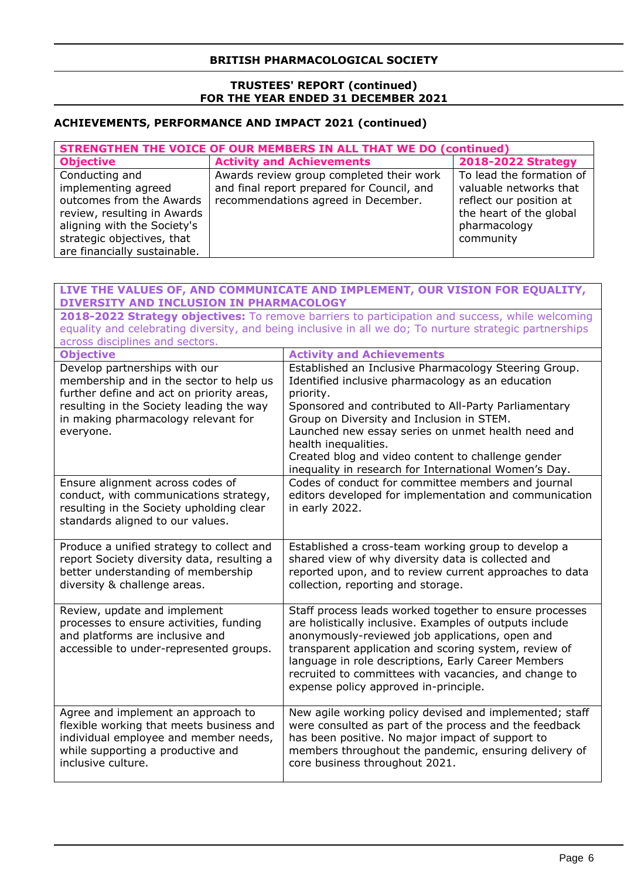## ACHIEVEMENTS, PERFORMANCE AND IMPACT 2021 (continued)

| STRENGTHEN THE VOICE OF OUR MEMBERS IN ALL THAT WE DO (continued) | | |
|---|---|---|
| **Objective** | **Activity and Achievements** | **2018-2022 Strategy** |
| Conducting and implementing agreed outcomes from the Awards review, resulting in Awards aligning with the Society's strategic objectives, that are financially sustainable. | Awards review group completed their work and final report prepared for Council, and recommendations agreed in December. | To lead the formation of valuable networks that reflect our position at the heart of the global pharmacology community |

| LIVE THE VALUES OF, AND COMMUNICATE AND IMPLEMENT, OUR VISION FOR EQUALITY, DIVERSITY AND INCLUSION IN PHARMACOLOGY | |
|---|---|
| **2018-2022 Strategy objectives:** To remove barriers to participation and success, while welcoming equality and celebrating diversity, and being inclusive in all we do; To nurture strategic partnerships across disciplines and sectors. | |
| **Objective** | **Activity and Achievements** |
| Develop partnerships with our membership and in the sector to help us further define and act on priority areas, resulting in the Society leading the way in making pharmacology relevant for everyone. | Established an Inclusive Pharmacology Steering Group.<br>Identified inclusive pharmacology as an education priority.<br>Sponsored and contributed to All-Party Parliamentary Group on Diversity and Inclusion in STEM.<br>Launched new essay series on unmet health need and health inequalities.<br>Created blog and video content to challenge gender inequality in research for International Women's Day. |
| Ensure alignment across codes of conduct, with communications strategy, resulting in the Society upholding clear standards aligned to our values. | Codes of conduct for committee members and journal editors developed for implementation and communication in early 2022. |
| Produce a unified strategy to collect and report Society diversity data, resulting a better understanding of membership diversity & challenge areas. | Established a cross-team working group to develop a shared view of why diversity data is collected and reported upon, and to review current approaches to data collection, reporting and storage. |
| Review, update and implement processes to ensure activities, funding and platforms are inclusive and accessible to under-represented groups. | Staff process leads worked together to ensure processes are holistically inclusive. Examples of outputs include anonymously-reviewed job applications, open and transparent application and scoring system, review of language in role descriptions, Early Career Members recruited to committees with vacancies, and change to expense policy approved in-principle. |
| Agree and implement an approach to flexible working that meets business and individual employee and member needs, while supporting a productive and inclusive culture. | New agile working policy devised and implemented; staff were consulted as part of the process and the feedback has been positive. No major impact of support to members throughout the pandemic, ensuring delivery of core business throughout 2021. |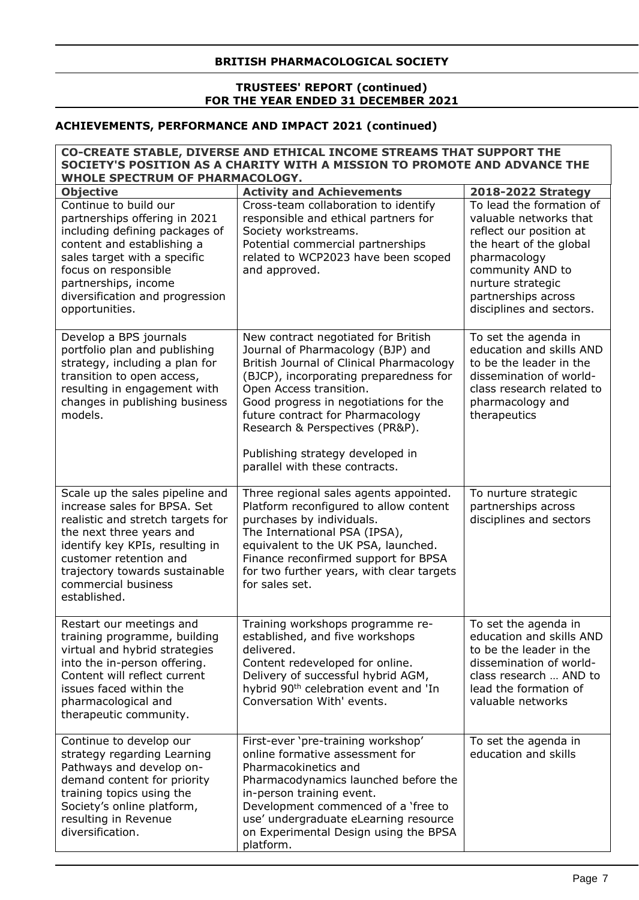**BRITISH PHARMACOLOGICAL SOCIETY**

**TRUSTEES' REPORT (continued)**
**FOR THE YEAR ENDED 31 DECEMBER 2021**

## ACHIEVEMENTS, PERFORMANCE AND IMPACT 2021 (continued)

**CO-CREATE STABLE, DIVERSE AND ETHICAL INCOME STREAMS THAT SUPPORT THE SOCIETY'S POSITION AS A CHARITY WITH A MISSION TO PROMOTE AND ADVANCE THE WHOLE SPECTRUM OF PHARMACOLOGY.**

| Objective | Activity and Achievements | 2018-2022 Strategy |
|---|---|---|
| Continue to build our partnerships offering in 2021 including defining packages of content and establishing a sales target with a specific focus on responsible partnerships, income diversification and progression opportunities. | Cross-team collaboration to identify responsible and ethical partners for Society workstreams.<br>Potential commercial partnerships related to WCP2023 have been scoped and approved. | To lead the formation of valuable networks that reflect our position at the heart of the global pharmacology community AND to nurture strategic partnerships across disciplines and sectors. |
| Develop a BPS journals portfolio plan and publishing strategy, including a plan for transition to open access, resulting in engagement with changes in publishing business models. | New contract negotiated for British Journal of Pharmacology (BJP) and British Journal of Clinical Pharmacology (BJCP), incorporating preparedness for Open Access transition.<br>Good progress in negotiations for the future contract for Pharmacology Research & Perspectives (PR&P).<br><br>Publishing strategy developed in parallel with these contracts. | To set the agenda in education and skills AND to be the leader in the dissemination of world-class research related to pharmacology and therapeutics |
| Scale up the sales pipeline and increase sales for BPSA. Set realistic and stretch targets for the next three years and identify key KPIs, resulting in customer retention and trajectory towards sustainable commercial business established. | Three regional sales agents appointed.<br>Platform reconfigured to allow content purchases by individuals.<br>The International PSA (IPSA), equivalent to the UK PSA, launched.<br>Finance reconfirmed support for BPSA for two further years, with clear targets for sales set. | To nurture strategic partnerships across disciplines and sectors |
| Restart our meetings and training programme, building virtual and hybrid strategies into the in-person offering. Content will reflect current issues faced within the pharmacological and therapeutic community. | Training workshops programme re-established, and five workshops delivered.<br>Content redeveloped for online.<br>Delivery of successful hybrid AGM, hybrid 90th celebration event and 'In Conversation With' events. | To set the agenda in education and skills AND to be the leader in the dissemination of world-class research … AND to lead the formation of valuable networks |
| Continue to develop our strategy regarding Learning Pathways and develop on-demand content for priority training topics using the Society's online platform, resulting in Revenue diversification. | First-ever 'pre-training workshop' online formative assessment for Pharmacokinetics and Pharmacodynamics launched before the in-person training event.<br>Development commenced of a 'free to use' undergraduate eLearning resource on Experimental Design using the BPSA platform. | To set the agenda in education and skills |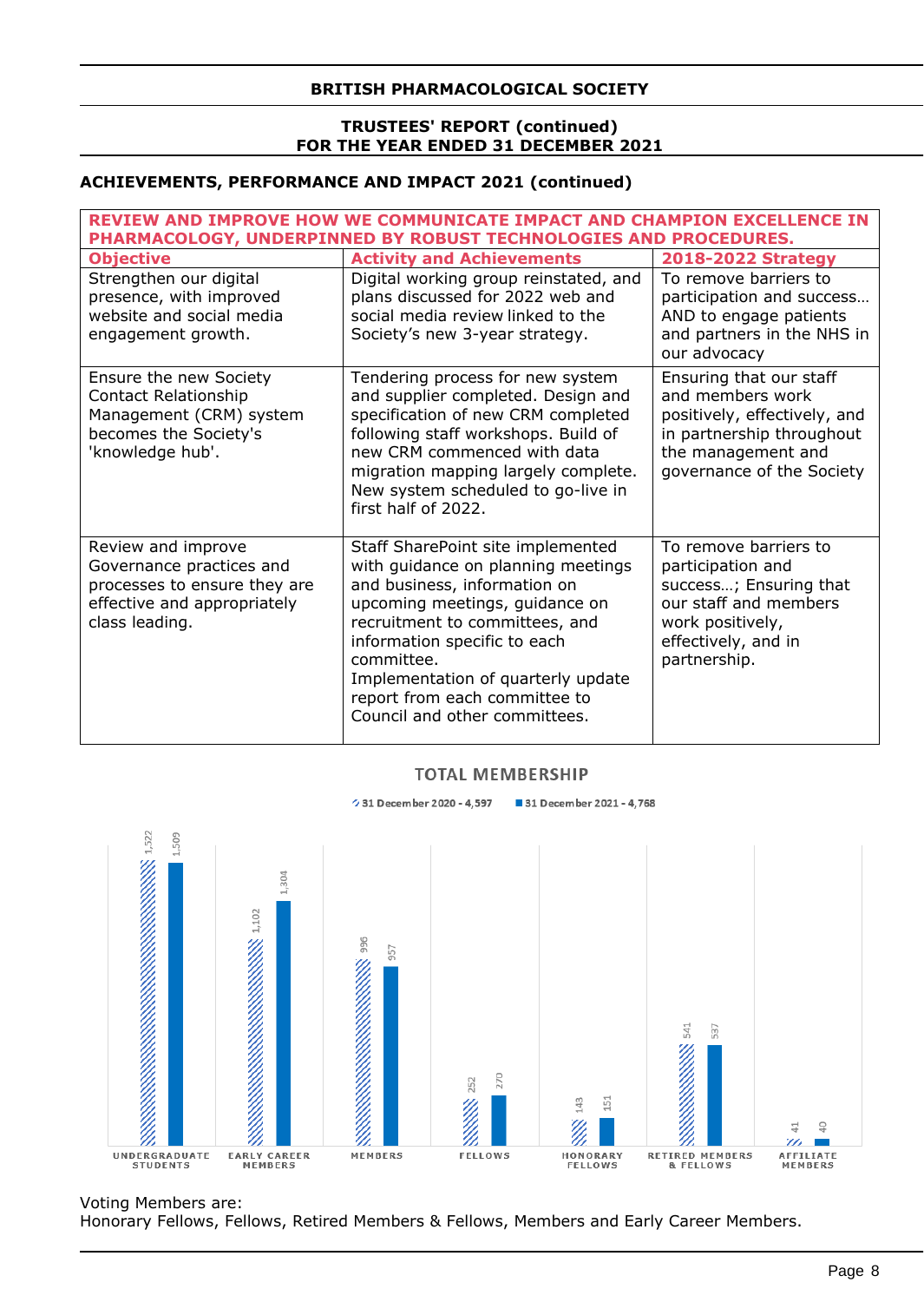## ACHIEVEMENTS, PERFORMANCE AND IMPACT 2021 (continued)

| REVIEW AND IMPROVE HOW WE COMMUNICATE IMPACT AND CHAMPION EXCELLENCE IN PHARMACOLOGY, UNDERPINNED BY ROBUST TECHNOLOGIES AND PROCEDURES. | | |
|---|---|---|
| **Objective** | **Activity and Achievements** | **2018-2022 Strategy** |
| Strengthen our digital presence, with improved website and social media engagement growth. | Digital working group reinstated, and plans discussed for 2022 web and social media review linked to the Society's new 3-year strategy. | To remove barriers to participation and success… AND to engage patients and partners in the NHS in our advocacy |
| Ensure the new Society Contact Relationship Management (CRM) system becomes the Society's 'knowledge hub'. | Tendering process for new system and supplier completed. Design and specification of new CRM completed following staff workshops. Build of new CRM commenced with data migration mapping largely complete. New system scheduled to go-live in first half of 2022. | Ensuring that our staff and members work positively, effectively, and in partnership throughout the management and governance of the Society |
| Review and improve Governance practices and processes to ensure they are effective and appropriately class leading. | Staff SharePoint site implemented with guidance on planning meetings and business, information on upcoming meetings, guidance on recruitment to committees, and information specific to each committee.<br>Implementation of quarterly update report from each committee to Council and other committees. | To remove barriers to participation and success…; Ensuring that our staff and members work positively, effectively, and in partnership. |

TOTAL MEMBERSHIP

31 December 2020 - 4,597
31 December 2021 - 4,768

UNDERGRADUATE STUDENTS: 1,522 / 1,509
EARLY CAREER MEMBERS: 1,102 / 1,304
MEMBERS: 996 / 957
FELLOWS: 252 / 270
HONORARY FELLOWS: 143 / 151
RETIRED MEMBERS & FELLOWS: 541 / 537
AFFILIATE MEMBERS: 41 / 40

Voting Members are:
Honorary Fellows, Fellows, Retired Members & Fellows, Members and Early Career Members.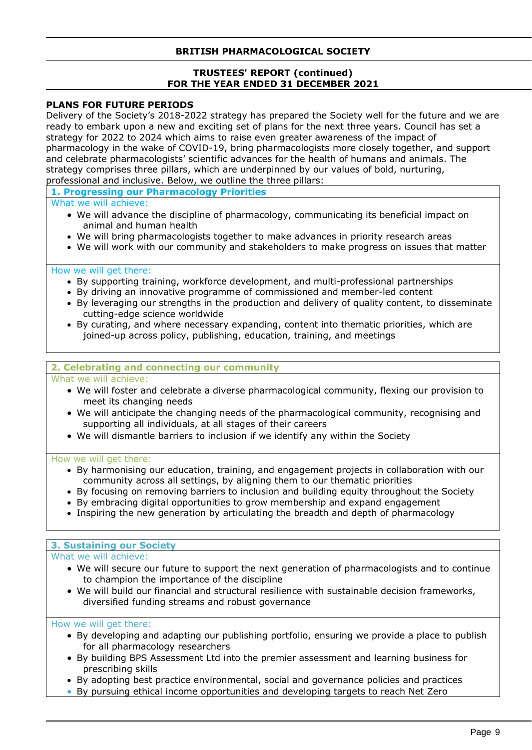## PLANS FOR FUTURE PERIODS

Delivery of the Society's 2018-2022 strategy has prepared the Society well for the future and we are ready to embark upon a new and exciting set of plans for the next three years. Council has set a strategy for 2022 to 2024 which aims to raise even greater awareness of the impact of pharmacology in the wake of COVID-19, bring pharmacologists more closely together, and support and celebrate pharmacologists' scientific advances for the health of humans and animals. The strategy comprises three pillars, which are underpinned by our values of bold, nurturing, professional and inclusive. Below, we outline the three pillars:

### 1. Progressing our Pharmacology Priorities

What we will achieve:

- We will advance the discipline of pharmacology, communicating its beneficial impact on animal and human health
- We will bring pharmacologists together to make advances in priority research areas
- We will work with our community and stakeholders to make progress on issues that matter

How we will get there:

- By supporting training, workforce development, and multi-professional partnerships
- By driving an innovative programme of commissioned and member-led content
- By leveraging our strengths in the production and delivery of quality content, to disseminate cutting-edge science worldwide
- By curating, and where necessary expanding, content into thematic priorities, which are joined-up across policy, publishing, education, training, and meetings

### 2. Celebrating and connecting our community

What we will achieve:

- We will foster and celebrate a diverse pharmacological community, flexing our provision to meet its changing needs
- We will anticipate the changing needs of the pharmacological community, recognising and supporting all individuals, at all stages of their careers
- We will dismantle barriers to inclusion if we identify any within the Society

How we will get there:

- By harmonising our education, training, and engagement projects in collaboration with our community across all settings, by aligning them to our thematic priorities
- By focusing on removing barriers to inclusion and building equity throughout the Society
- By embracing digital opportunities to grow membership and expand engagement
- Inspiring the new generation by articulating the breadth and depth of pharmacology

### 3. Sustaining our Society

What we will achieve:

- We will secure our future to support the next generation of pharmacologists and to continue to champion the importance of the discipline
- We will build our financial and structural resilience with sustainable decision frameworks, diversified funding streams and robust governance

How we will get there:

- By developing and adapting our publishing portfolio, ensuring we provide a place to publish for all pharmacology researchers
- By building BPS Assessment Ltd into the premier assessment and learning business for prescribing skills
- By adopting best practice environmental, social and governance policies and practices
- By pursuing ethical income opportunities and developing targets to reach Net Zero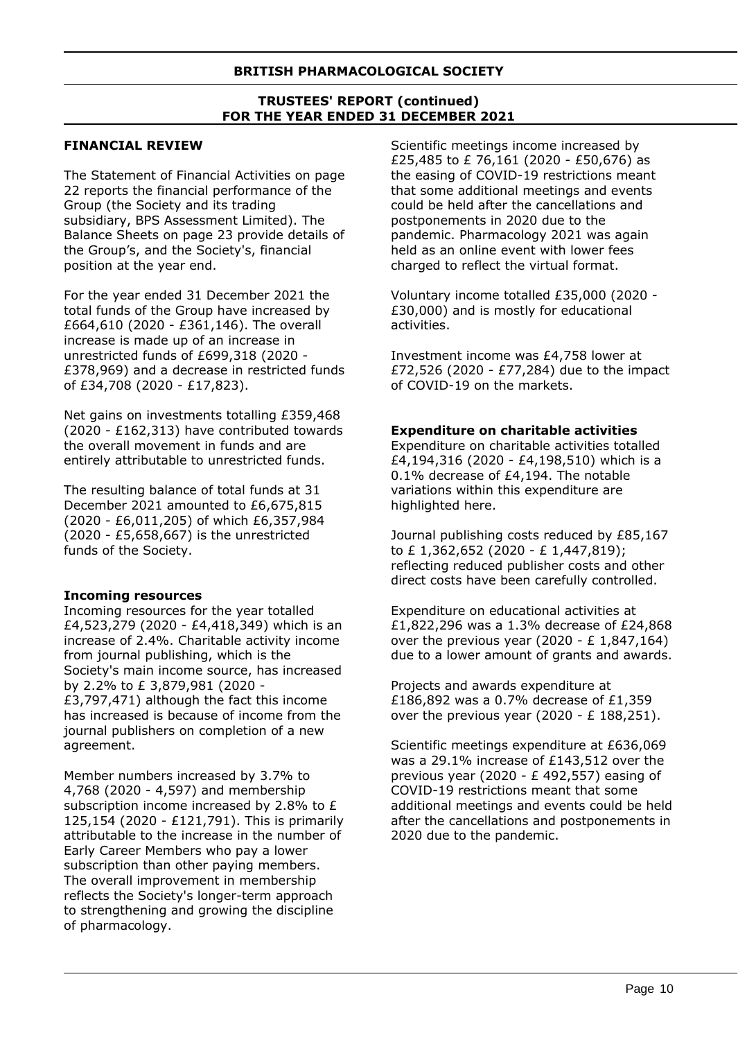## FINANCIAL REVIEW

The Statement of Financial Activities on page 22 reports the financial performance of the Group (the Society and its trading subsidiary, BPS Assessment Limited). The Balance Sheets on page 23 provide details of the Group's, and the Society's, financial position at the year end.

For the year ended 31 December 2021 the total funds of the Group have increased by £664,610 (2020 - £361,146). The overall increase is made up of an increase in unrestricted funds of £699,318 (2020 - £378,969) and a decrease in restricted funds of £34,708 (2020 - £17,823).

Net gains on investments totalling £359,468 (2020 - £162,313) have contributed towards the overall movement in funds and are entirely attributable to unrestricted funds.

The resulting balance of total funds at 31 December 2021 amounted to £6,675,815 (2020 - £6,011,205) of which £6,357,984 (2020 - £5,658,667) is the unrestricted funds of the Society.

### Incoming resources

Incoming resources for the year totalled £4,523,279 (2020 - £4,418,349) which is an increase of 2.4%. Charitable activity income from journal publishing, which is the Society's main income source, has increased by 2.2% to £ 3,879,981 (2020 - £3,797,471) although the fact this income has increased is because of income from the journal publishers on completion of a new agreement.

Member numbers increased by 3.7% to 4,768 (2020 - 4,597) and membership subscription income increased by 2.8% to £ 125,154 (2020 - £121,791). This is primarily attributable to the increase in the number of Early Career Members who pay a lower subscription than other paying members. The overall improvement in membership reflects the Society's longer-term approach to strengthening and growing the discipline of pharmacology.

Scientific meetings income increased by £25,485 to £ 76,161 (2020 - £50,676) as the easing of COVID-19 restrictions meant that some additional meetings and events could be held after the cancellations and postponements in 2020 due to the pandemic. Pharmacology 2021 was again held as an online event with lower fees charged to reflect the virtual format.

Voluntary income totalled £35,000 (2020 - £30,000) and is mostly for educational activities.

Investment income was £4,758 lower at £72,526 (2020 - £77,284) due to the impact of COVID-19 on the markets.

### Expenditure on charitable activities

Expenditure on charitable activities totalled £4,194,316 (2020 - £4,198,510) which is a 0.1% decrease of £4,194. The notable variations within this expenditure are highlighted here.

Journal publishing costs reduced by £85,167 to £ 1,362,652 (2020 - £ 1,447,819); reflecting reduced publisher costs and other direct costs have been carefully controlled.

Expenditure on educational activities at £1,822,296 was a 1.3% decrease of £24,868 over the previous year (2020 - £ 1,847,164) due to a lower amount of grants and awards.

Projects and awards expenditure at £186,892 was a 0.7% decrease of £1,359 over the previous year (2020 - £ 188,251).

Scientific meetings expenditure at £636,069 was a 29.1% increase of £143,512 over the previous year (2020 - £ 492,557) easing of COVID-19 restrictions meant that some additional meetings and events could be held after the cancellations and postponements in 2020 due to the pandemic.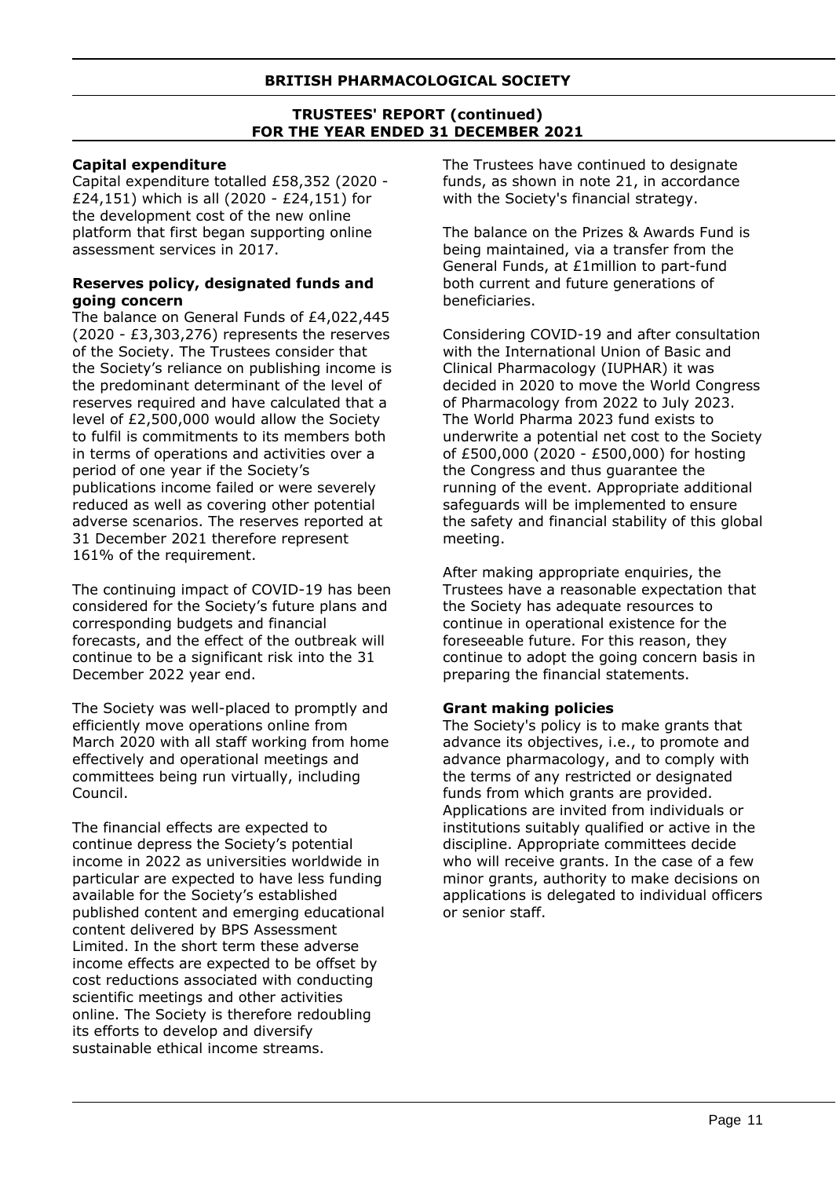### Capital expenditure

Capital expenditure totalled £58,352 (2020 - £24,151) which is all (2020 - £24,151) for the development cost of the new online platform that first began supporting online assessment services in 2017.

### Reserves policy, designated funds and going concern

The balance on General Funds of £4,022,445 (2020 - £3,303,276) represents the reserves of the Society. The Trustees consider that the Society's reliance on publishing income is the predominant determinant of the level of reserves required and have calculated that a level of £2,500,000 would allow the Society to fulfil is commitments to its members both in terms of operations and activities over a period of one year if the Society's publications income failed or were severely reduced as well as covering other potential adverse scenarios. The reserves reported at 31 December 2021 therefore represent 161% of the requirement.

The continuing impact of COVID-19 has been considered for the Society's future plans and corresponding budgets and financial forecasts, and the effect of the outbreak will continue to be a significant risk into the 31 December 2022 year end.

The Society was well-placed to promptly and efficiently move operations online from March 2020 with all staff working from home effectively and operational meetings and committees being run virtually, including Council.

The financial effects are expected to continue depress the Society's potential income in 2022 as universities worldwide in particular are expected to have less funding available for the Society's established published content and emerging educational content delivered by BPS Assessment Limited. In the short term these adverse income effects are expected to be offset by cost reductions associated with conducting scientific meetings and other activities online. The Society is therefore redoubling its efforts to develop and diversify sustainable ethical income streams.

The Trustees have continued to designate funds, as shown in note 21, in accordance with the Society's financial strategy.

The balance on the Prizes & Awards Fund is being maintained, via a transfer from the General Funds, at £1million to part-fund both current and future generations of beneficiaries.

Considering COVID-19 and after consultation with the International Union of Basic and Clinical Pharmacology (IUPHAR) it was decided in 2020 to move the World Congress of Pharmacology from 2022 to July 2023. The World Pharma 2023 fund exists to underwrite a potential net cost to the Society of £500,000 (2020 - £500,000) for hosting the Congress and thus guarantee the running of the event. Appropriate additional safeguards will be implemented to ensure the safety and financial stability of this global meeting.

After making appropriate enquiries, the Trustees have a reasonable expectation that the Society has adequate resources to continue in operational existence for the foreseeable future. For this reason, they continue to adopt the going concern basis in preparing the financial statements.

### Grant making policies

The Society's policy is to make grants that advance its objectives, i.e., to promote and advance pharmacology, and to comply with the terms of any restricted or designated funds from which grants are provided. Applications are invited from individuals or institutions suitably qualified or active in the discipline. Appropriate committees decide who will receive grants. In the case of a few minor grants, authority to make decisions on applications is delegated to individual officers or senior staff.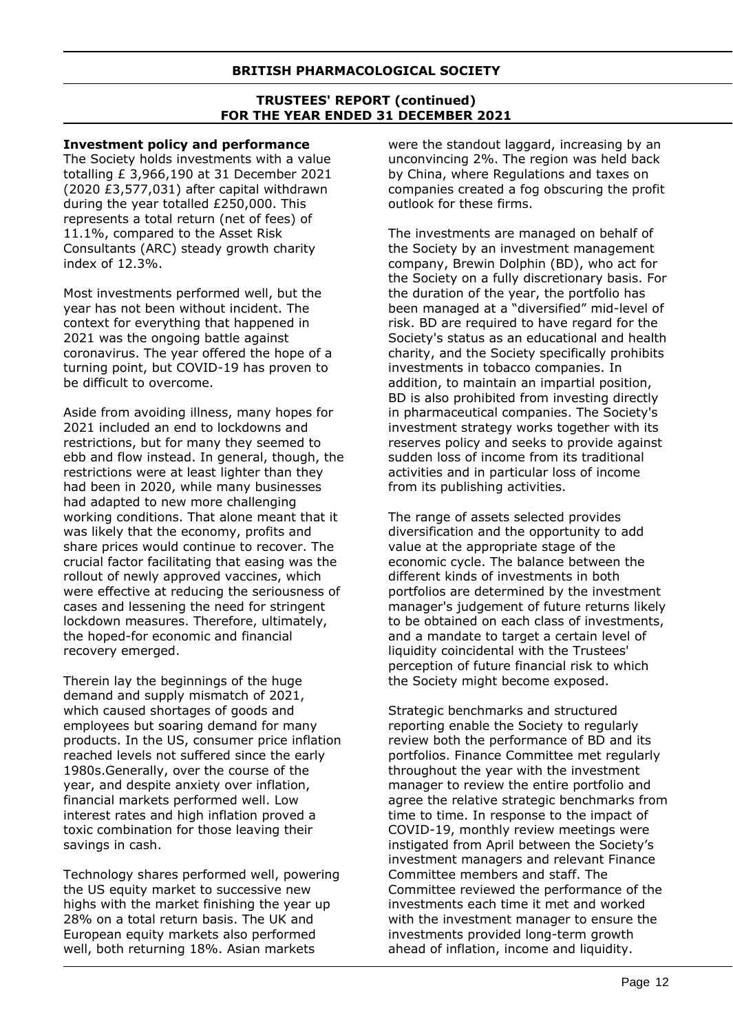## Investment policy and performance

The Society holds investments with a value totalling £ 3,966,190 at 31 December 2021 (2020 £3,577,031) after capital withdrawn during the year totalled £250,000. This represents a total return (net of fees) of 11.1%, compared to the Asset Risk Consultants (ARC) steady growth charity index of 12.3%.

Most investments performed well, but the year has not been without incident. The context for everything that happened in 2021 was the ongoing battle against coronavirus. The year offered the hope of a turning point, but COVID-19 has proven to be difficult to overcome.

Aside from avoiding illness, many hopes for 2021 included an end to lockdowns and restrictions, but for many they seemed to ebb and flow instead. In general, though, the restrictions were at least lighter than they had been in 2020, while many businesses had adapted to new more challenging working conditions. That alone meant that it was likely that the economy, profits and share prices would continue to recover. The crucial factor facilitating that easing was the rollout of newly approved vaccines, which were effective at reducing the seriousness of cases and lessening the need for stringent lockdown measures. Therefore, ultimately, the hoped-for economic and financial recovery emerged.

Therein lay the beginnings of the huge demand and supply mismatch of 2021, which caused shortages of goods and employees but soaring demand for many products. In the US, consumer price inflation reached levels not suffered since the early 1980s.Generally, over the course of the year, and despite anxiety over inflation, financial markets performed well. Low interest rates and high inflation proved a toxic combination for those leaving their savings in cash.

Technology shares performed well, powering the US equity market to successive new highs with the market finishing the year up 28% on a total return basis. The UK and European equity markets also performed well, both returning 18%. Asian markets were the standout laggard, increasing by an unconvincing 2%. The region was held back by China, where Regulations and taxes on companies created a fog obscuring the profit outlook for these firms.

The investments are managed on behalf of the Society by an investment management company, Brewin Dolphin (BD), who act for the Society on a fully discretionary basis. For the duration of the year, the portfolio has been managed at a "diversified" mid-level of risk. BD are required to have regard for the Society's status as an educational and health charity, and the Society specifically prohibits investments in tobacco companies. In addition, to maintain an impartial position, BD is also prohibited from investing directly in pharmaceutical companies. The Society's investment strategy works together with its reserves policy and seeks to provide against sudden loss of income from its traditional activities and in particular loss of income from its publishing activities.

The range of assets selected provides diversification and the opportunity to add value at the appropriate stage of the economic cycle. The balance between the different kinds of investments in both portfolios are determined by the investment manager's judgement of future returns likely to be obtained on each class of investments, and a mandate to target a certain level of liquidity coincidental with the Trustees' perception of future financial risk to which the Society might become exposed.

Strategic benchmarks and structured reporting enable the Society to regularly review both the performance of BD and its portfolios. Finance Committee met regularly throughout the year with the investment manager to review the entire portfolio and agree the relative strategic benchmarks from time to time. In response to the impact of COVID-19, monthly review meetings were instigated from April between the Society's investment managers and relevant Finance Committee members and staff. The Committee reviewed the performance of the investments each time it met and worked with the investment manager to ensure the investments provided long-term growth ahead of inflation, income and liquidity.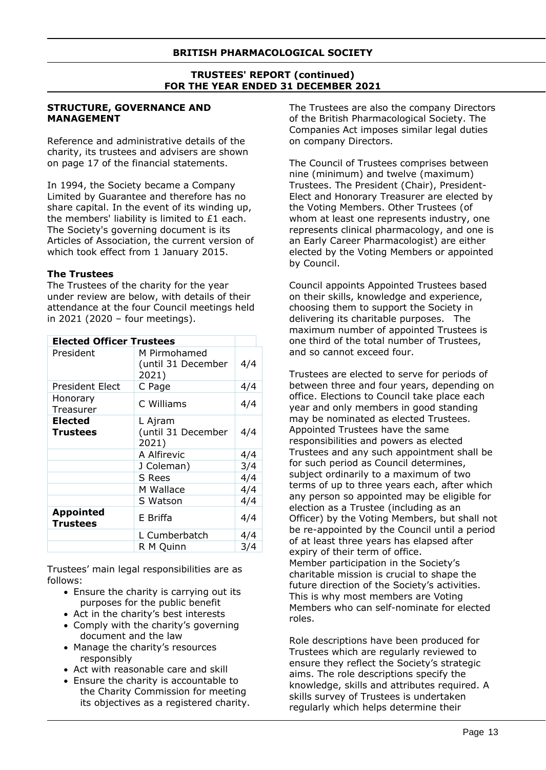## STRUCTURE, GOVERNANCE AND MANAGEMENT

Reference and administrative details of the charity, its trustees and advisers are shown on page 17 of the financial statements.

In 1994, the Society became a Company Limited by Guarantee and therefore has no share capital. In the event of its winding up, the members' liability is limited to £1 each. The Society's governing document is its Articles of Association, the current version of which took effect from 1 January 2015.

### The Trustees

The Trustees of the charity for the year under review are below, with details of their attendance at the four Council meetings held in 2021 (2020 – four meetings).

| **Elected Officer Trustees** | | |
|---|---|---|
| President | M Pirmohamed (until 31 December 2021) | 4/4 |
| President Elect | C Page | 4/4 |
| Honorary Treasurer | C Williams | 4/4 |
| **Elected Trustees** | L Ajram (until 31 December 2021) | 4/4 |
| | A Alfirevic | 4/4 |
| | J Coleman) | 3/4 |
| | S Rees | 4/4 |
| | M Wallace | 4/4 |
| | S Watson | 4/4 |
| **Appointed Trustees** | E Briffa | 4/4 |
| | L Cumberbatch | 4/4 |
| | R M Quinn | 3/4 |

Trustees' main legal responsibilities are as follows:

- Ensure the charity is carrying out its purposes for the public benefit
- Act in the charity's best interests
- Comply with the charity's governing document and the law
- Manage the charity's resources responsibly
- Act with reasonable care and skill
- Ensure the charity is accountable to the Charity Commission for meeting its objectives as a registered charity.

The Trustees are also the company Directors of the British Pharmacological Society. The Companies Act imposes similar legal duties on company Directors.

The Council of Trustees comprises between nine (minimum) and twelve (maximum) Trustees. The President (Chair), President-Elect and Honorary Treasurer are elected by the Voting Members. Other Trustees (of whom at least one represents industry, one represents clinical pharmacology, and one is an Early Career Pharmacologist) are either elected by the Voting Members or appointed by Council.

Council appoints Appointed Trustees based on their skills, knowledge and experience, choosing them to support the Society in delivering its charitable purposes. The maximum number of appointed Trustees is one third of the total number of Trustees, and so cannot exceed four.

Trustees are elected to serve for periods of between three and four years, depending on office. Elections to Council take place each year and only members in good standing may be nominated as elected Trustees. Appointed Trustees have the same responsibilities and powers as elected Trustees and any such appointment shall be for such period as Council determines, subject ordinarily to a maximum of two terms of up to three years each, after which any person so appointed may be eligible for election as a Trustee (including as an Officer) by the Voting Members, but shall not be re-appointed by the Council until a period of at least three years has elapsed after expiry of their term of office.
Member participation in the Society's charitable mission is crucial to shape the future direction of the Society's activities. This is why most members are Voting Members who can self-nominate for elected roles.

Role descriptions have been produced for Trustees which are regularly reviewed to ensure they reflect the Society's strategic aims. The role descriptions specify the knowledge, skills and attributes required. A skills survey of Trustees is undertaken regularly which helps determine their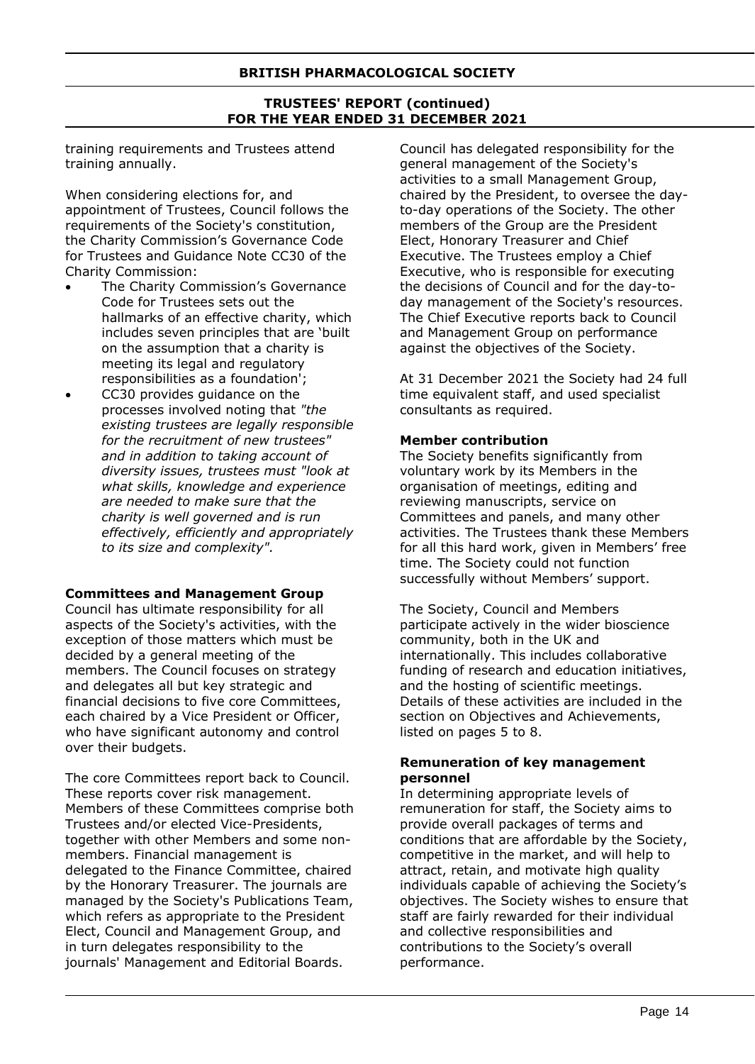training requirements and Trustees attend training annually.

When considering elections for, and appointment of Trustees, Council follows the requirements of the Society's constitution, the Charity Commission's Governance Code for Trustees and Guidance Note CC30 of the Charity Commission:

- The Charity Commission's Governance Code for Trustees sets out the hallmarks of an effective charity, which includes seven principles that are 'built on the assumption that a charity is meeting its legal and regulatory responsibilities as a foundation';
- CC30 provides guidance on the processes involved noting that *"the existing trustees are legally responsible for the recruitment of new trustees"* and in addition to taking account of diversity issues, trustees must *"look at what skills, knowledge and experience are needed to make sure that the charity is well governed and is run effectively, efficiently and appropriately to its size and complexity".*

**Committees and Management Group**

Council has ultimate responsibility for all aspects of the Society's activities, with the exception of those matters which must be decided by a general meeting of the members. The Council focuses on strategy and delegates all but key strategic and financial decisions to five core Committees, each chaired by a Vice President or Officer, who have significant autonomy and control over their budgets.

The core Committees report back to Council. These reports cover risk management. Members of these Committees comprise both Trustees and/or elected Vice-Presidents, together with other Members and some non-members. Financial management is delegated to the Finance Committee, chaired by the Honorary Treasurer. The journals are managed by the Society's Publications Team, which refers as appropriate to the President Elect, Council and Management Group, and in turn delegates responsibility to the journals' Management and Editorial Boards.

Council has delegated responsibility for the general management of the Society's activities to a small Management Group, chaired by the President, to oversee the day-to-day operations of the Society. The other members of the Group are the President Elect, Honorary Treasurer and Chief Executive. The Trustees employ a Chief Executive, who is responsible for executing the decisions of Council and for the day-to-day management of the Society's resources. The Chief Executive reports back to Council and Management Group on performance against the objectives of the Society.

At 31 December 2021 the Society had 24 full time equivalent staff, and used specialist consultants as required.

**Member contribution**

The Society benefits significantly from voluntary work by its Members in the organisation of meetings, editing and reviewing manuscripts, service on Committees and panels, and many other activities. The Trustees thank these Members for all this hard work, given in Members' free time. The Society could not function successfully without Members' support.

The Society, Council and Members participate actively in the wider bioscience community, both in the UK and internationally. This includes collaborative funding of research and education initiatives, and the hosting of scientific meetings. Details of these activities are included in the section on Objectives and Achievements, listed on pages 5 to 8.

**Remuneration of key management personnel**

In determining appropriate levels of remuneration for staff, the Society aims to provide overall packages of terms and conditions that are affordable by the Society, competitive in the market, and will help to attract, retain, and motivate high quality individuals capable of achieving the Society's objectives. The Society wishes to ensure that staff are fairly rewarded for their individual and collective responsibilities and contributions to the Society's overall performance.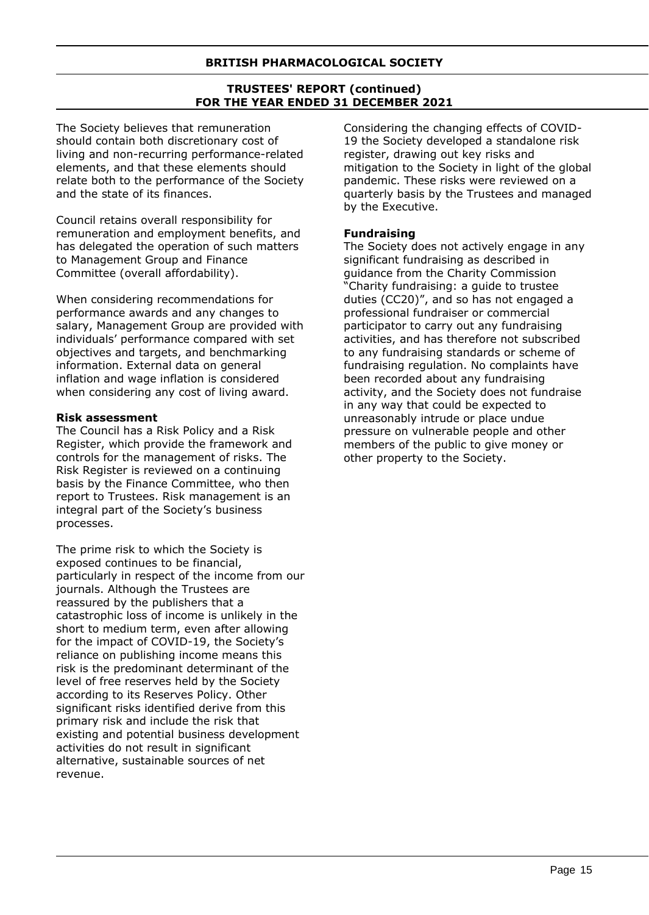The Society believes that remuneration should contain both discretionary cost of living and non-recurring performance-related elements, and that these elements should relate both to the performance of the Society and the state of its finances.

Council retains overall responsibility for remuneration and employment benefits, and has delegated the operation of such matters to Management Group and Finance Committee (overall affordability).

When considering recommendations for performance awards and any changes to salary, Management Group are provided with individuals' performance compared with set objectives and targets, and benchmarking information. External data on general inflation and wage inflation is considered when considering any cost of living award.

**Risk assessment**

The Council has a Risk Policy and a Risk Register, which provide the framework and controls for the management of risks. The Risk Register is reviewed on a continuing basis by the Finance Committee, who then report to Trustees. Risk management is an integral part of the Society's business processes.

The prime risk to which the Society is exposed continues to be financial, particularly in respect of the income from our journals. Although the Trustees are reassured by the publishers that a catastrophic loss of income is unlikely in the short to medium term, even after allowing for the impact of COVID-19, the Society's reliance on publishing income means this risk is the predominant determinant of the level of free reserves held by the Society according to its Reserves Policy. Other significant risks identified derive from this primary risk and include the risk that existing and potential business development activities do not result in significant alternative, sustainable sources of net revenue.

Considering the changing effects of COVID-19 the Society developed a standalone risk register, drawing out key risks and mitigation to the Society in light of the global pandemic. These risks were reviewed on a quarterly basis by the Trustees and managed by the Executive.

**Fundraising**

The Society does not actively engage in any significant fundraising as described in guidance from the Charity Commission "Charity fundraising: a guide to trustee duties (CC20)", and so has not engaged a professional fundraiser or commercial participator to carry out any fundraising activities, and has therefore not subscribed to any fundraising standards or scheme of fundraising regulation. No complaints have been recorded about any fundraising activity, and the Society does not fundraise in any way that could be expected to unreasonably intrude or place undue pressure on vulnerable people and other members of the public to give money or other property to the Society.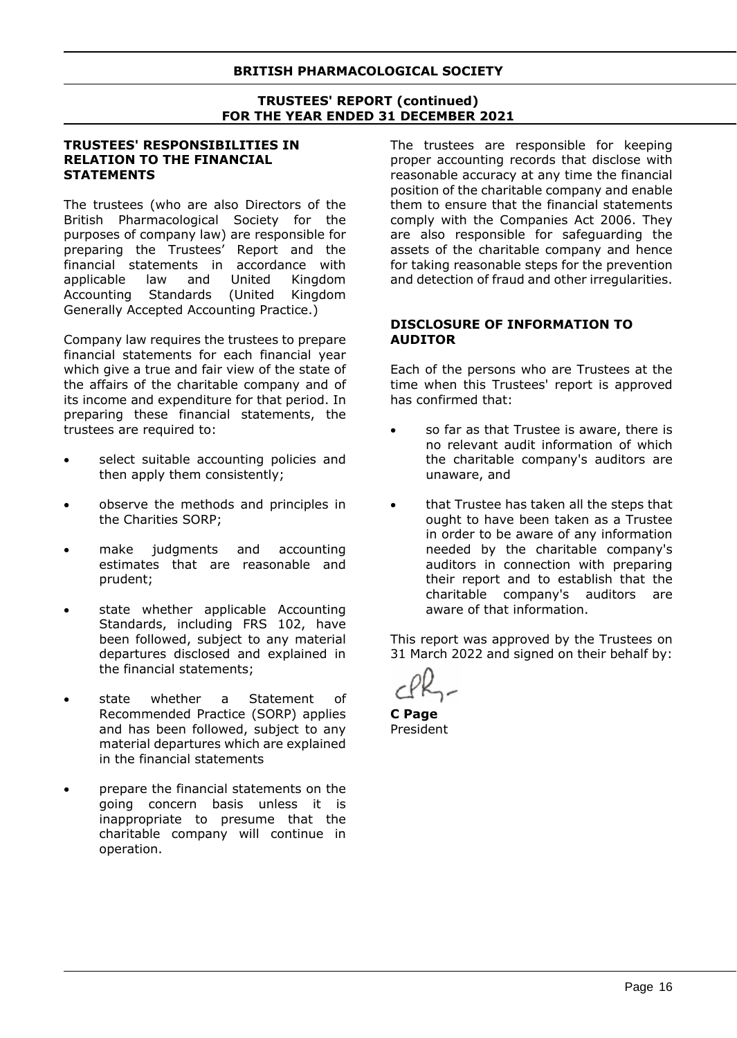## TRUSTEES' RESPONSIBILITIES IN RELATION TO THE FINANCIAL STATEMENTS

The trustees (who are also Directors of the British Pharmacological Society for the purposes of company law) are responsible for preparing the Trustees' Report and the financial statements in accordance with applicable law and United Kingdom Accounting Standards (United Kingdom Generally Accepted Accounting Practice.)

Company law requires the trustees to prepare financial statements for each financial year which give a true and fair view of the state of the affairs of the charitable company and of its income and expenditure for that period. In preparing these financial statements, the trustees are required to:

- select suitable accounting policies and then apply them consistently;
- observe the methods and principles in the Charities SORP;
- make judgments and accounting estimates that are reasonable and prudent;
- state whether applicable Accounting Standards, including FRS 102, have been followed, subject to any material departures disclosed and explained in the financial statements;
- state whether a Statement of Recommended Practice (SORP) applies and has been followed, subject to any material departures which are explained in the financial statements
- prepare the financial statements on the going concern basis unless it is inappropriate to presume that the charitable company will continue in operation.

The trustees are responsible for keeping proper accounting records that disclose with reasonable accuracy at any time the financial position of the charitable company and enable them to ensure that the financial statements comply with the Companies Act 2006. They are also responsible for safeguarding the assets of the charitable company and hence for taking reasonable steps for the prevention and detection of fraud and other irregularities.

## DISCLOSURE OF INFORMATION TO AUDITOR

Each of the persons who are Trustees at the time when this Trustees' report is approved has confirmed that:

- so far as that Trustee is aware, there is no relevant audit information of which the charitable company's auditors are unaware, and
- that Trustee has taken all the steps that ought to have been taken as a Trustee in order to be aware of any information needed by the charitable company's auditors in connection with preparing their report and to establish that the charitable company's auditors are aware of that information.

This report was approved by the Trustees on 31 March 2022 and signed on their behalf by:

**C Page**
President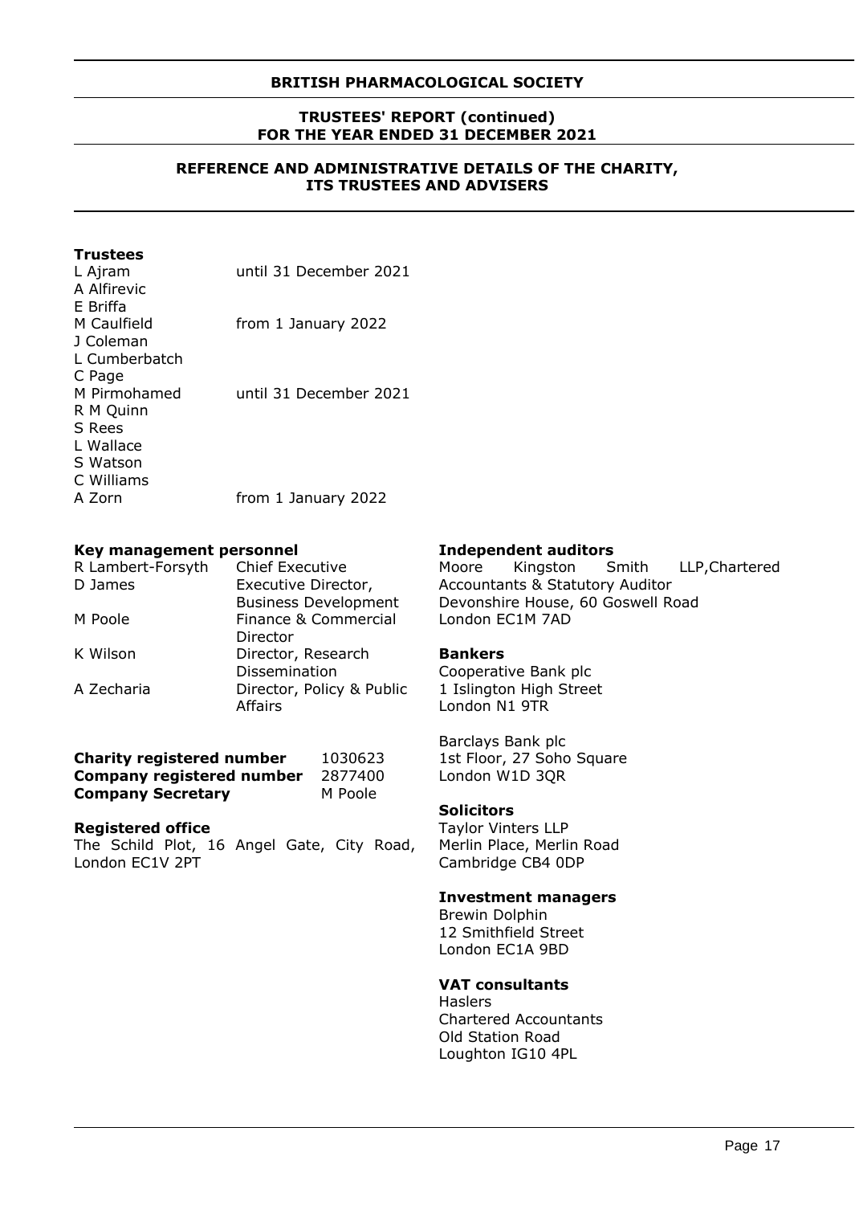# BRITISH PHARMACOLOGICAL SOCIETY

## TRUSTEES' REPORT (continued)
## FOR THE YEAR ENDED 31 DECEMBER 2021

## REFERENCE AND ADMINISTRATIVE DETAILS OF THE CHARITY, ITS TRUSTEES AND ADVISERS

**Trustees**

| | |
|---|---|
| L Ajram | until 31 December 2021 |
| A Alfirevic | |
| E Briffa | |
| M Caulfield | from 1 January 2022 |
| J Coleman | |
| L Cumberbatch | |
| C Page | |
| M Pirmohamed | until 31 December 2021 |
| R M Quinn | |
| S Rees | |
| L Wallace | |
| S Watson | |
| C Williams | |
| A Zorn | from 1 January 2022 |

**Key management personnel**

| | |
|---|---|
| R Lambert-Forsyth | Chief Executive |
| D James | Executive Director, Business Development |
| M Poole | Finance & Commercial Director |
| K Wilson | Director, Research Dissemination |
| A Zecharia | Director, Policy & Public Affairs |

| | |
|---|---|
| **Charity registered number** | 1030623 |
| **Company registered number** | 2877400 |
| **Company Secretary** | M Poole |

**Registered office**

The Schild Plot, 16 Angel Gate, City Road, London EC1V 2PT

**Independent auditors**

Moore Kingston Smith LLP,Chartered Accountants & Statutory Auditor
Devonshire House, 60 Goswell Road
London EC1M 7AD

**Bankers**

Cooperative Bank plc
1 Islington High Street
London N1 9TR

Barclays Bank plc
1st Floor, 27 Soho Square
London W1D 3QR

**Solicitors**

Taylor Vinters LLP
Merlin Place, Merlin Road
Cambridge CB4 0DP

**Investment managers**

Brewin Dolphin
12 Smithfield Street
London EC1A 9BD

**VAT consultants**

Haslers
Chartered Accountants
Old Station Road
Loughton IG10 4PL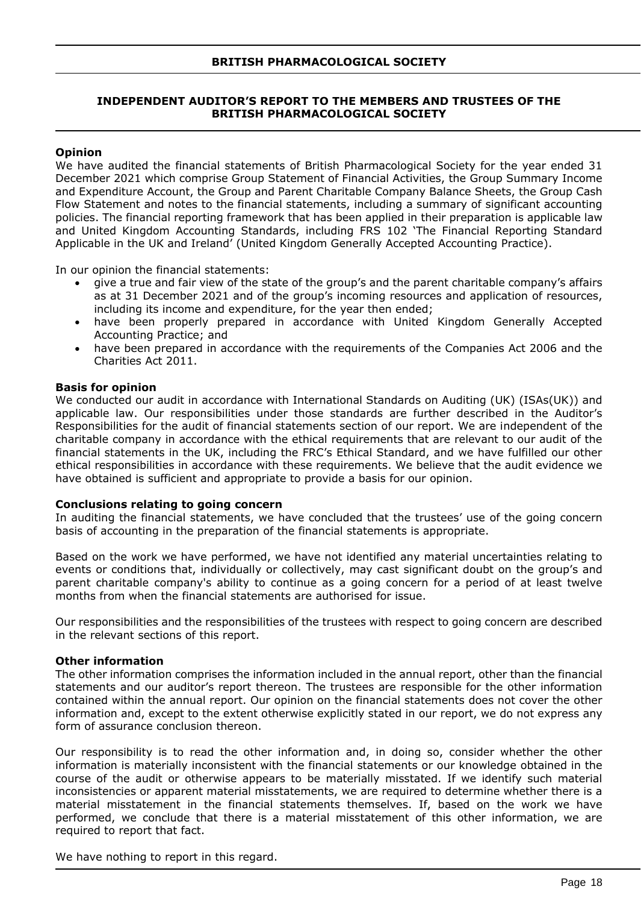# BRITISH PHARMACOLOGICAL SOCIETY

## INDEPENDENT AUDITOR'S REPORT TO THE MEMBERS AND TRUSTEES OF THE BRITISH PHARMACOLOGICAL SOCIETY

### Opinion

We have audited the financial statements of British Pharmacological Society for the year ended 31 December 2021 which comprise Group Statement of Financial Activities, the Group Summary Income and Expenditure Account, the Group and Parent Charitable Company Balance Sheets, the Group Cash Flow Statement and notes to the financial statements, including a summary of significant accounting policies. The financial reporting framework that has been applied in their preparation is applicable law and United Kingdom Accounting Standards, including FRS 102 'The Financial Reporting Standard Applicable in the UK and Ireland' (United Kingdom Generally Accepted Accounting Practice).

In our opinion the financial statements:

- give a true and fair view of the state of the group's and the parent charitable company's affairs as at 31 December 2021 and of the group's incoming resources and application of resources, including its income and expenditure, for the year then ended;
- have been properly prepared in accordance with United Kingdom Generally Accepted Accounting Practice; and
- have been prepared in accordance with the requirements of the Companies Act 2006 and the Charities Act 2011.

### Basis for opinion

We conducted our audit in accordance with International Standards on Auditing (UK) (ISAs(UK)) and applicable law. Our responsibilities under those standards are further described in the Auditor's Responsibilities for the audit of financial statements section of our report. We are independent of the charitable company in accordance with the ethical requirements that are relevant to our audit of the financial statements in the UK, including the FRC's Ethical Standard, and we have fulfilled our other ethical responsibilities in accordance with these requirements. We believe that the audit evidence we have obtained is sufficient and appropriate to provide a basis for our opinion.

### Conclusions relating to going concern

In auditing the financial statements, we have concluded that the trustees' use of the going concern basis of accounting in the preparation of the financial statements is appropriate.

Based on the work we have performed, we have not identified any material uncertainties relating to events or conditions that, individually or collectively, may cast significant doubt on the group's and parent charitable company's ability to continue as a going concern for a period of at least twelve months from when the financial statements are authorised for issue.

Our responsibilities and the responsibilities of the trustees with respect to going concern are described in the relevant sections of this report.

### Other information

The other information comprises the information included in the annual report, other than the financial statements and our auditor's report thereon. The trustees are responsible for the other information contained within the annual report. Our opinion on the financial statements does not cover the other information and, except to the extent otherwise explicitly stated in our report, we do not express any form of assurance conclusion thereon.

Our responsibility is to read the other information and, in doing so, consider whether the other information is materially inconsistent with the financial statements or our knowledge obtained in the course of the audit or otherwise appears to be materially misstated. If we identify such material inconsistencies or apparent material misstatements, we are required to determine whether there is a material misstatement in the financial statements themselves. If, based on the work we have performed, we conclude that there is a material misstatement of this other information, we are required to report that fact.

We have nothing to report in this regard.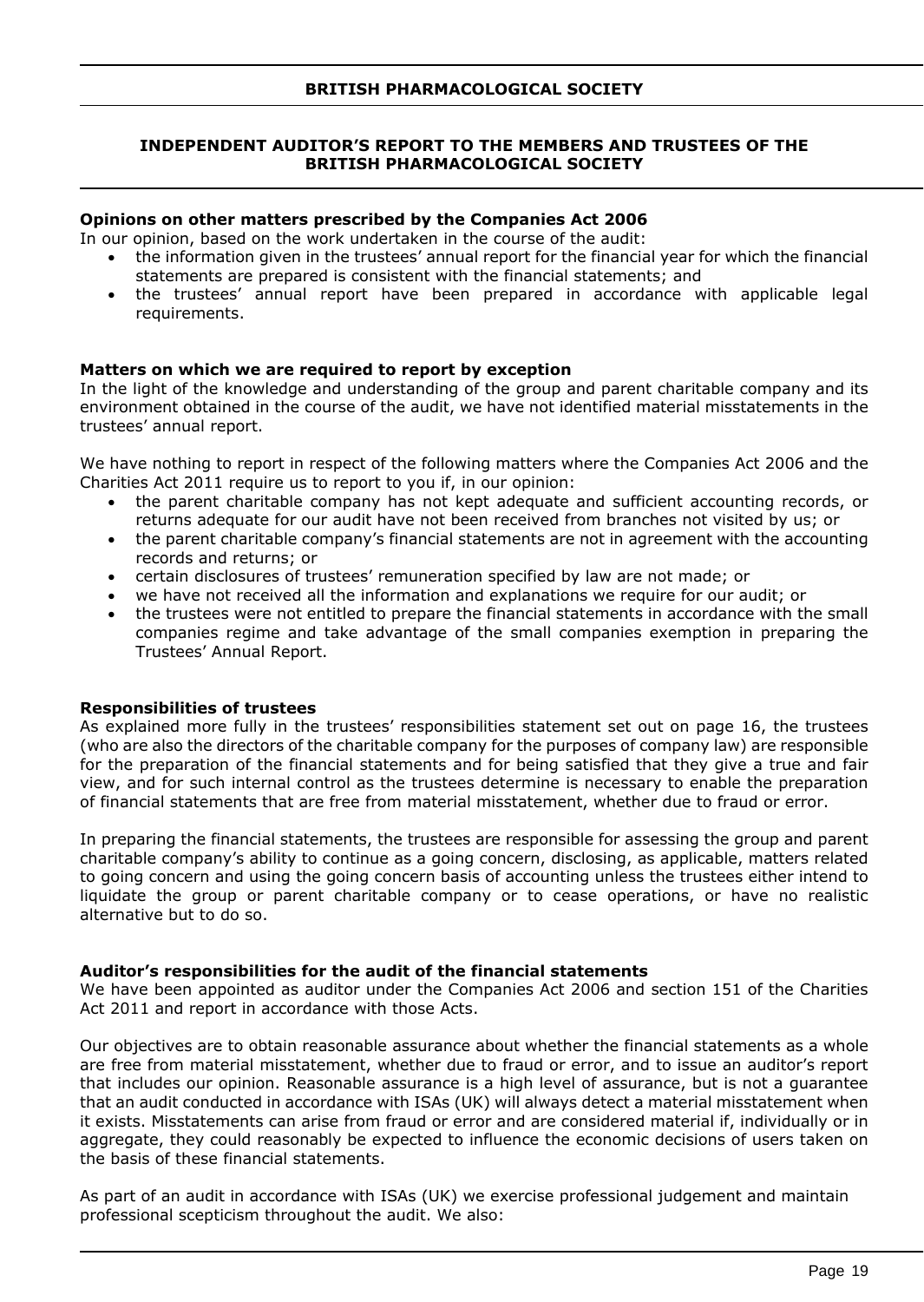## INDEPENDENT AUDITOR'S REPORT TO THE MEMBERS AND TRUSTEES OF THE BRITISH PHARMACOLOGICAL SOCIETY

**Opinions on other matters prescribed by the Companies Act 2006**

In our opinion, based on the work undertaken in the course of the audit:

- the information given in the trustees' annual report for the financial year for which the financial statements are prepared is consistent with the financial statements; and
- the trustees' annual report have been prepared in accordance with applicable legal requirements.

**Matters on which we are required to report by exception**

In the light of the knowledge and understanding of the group and parent charitable company and its environment obtained in the course of the audit, we have not identified material misstatements in the trustees' annual report.

We have nothing to report in respect of the following matters where the Companies Act 2006 and the Charities Act 2011 require us to report to you if, in our opinion:

- the parent charitable company has not kept adequate and sufficient accounting records, or returns adequate for our audit have not been received from branches not visited by us; or
- the parent charitable company's financial statements are not in agreement with the accounting records and returns; or
- certain disclosures of trustees' remuneration specified by law are not made; or
- we have not received all the information and explanations we require for our audit; or
- the trustees were not entitled to prepare the financial statements in accordance with the small companies regime and take advantage of the small companies exemption in preparing the Trustees' Annual Report.

**Responsibilities of trustees**

As explained more fully in the trustees' responsibilities statement set out on page 16, the trustees (who are also the directors of the charitable company for the purposes of company law) are responsible for the preparation of the financial statements and for being satisfied that they give a true and fair view, and for such internal control as the trustees determine is necessary to enable the preparation of financial statements that are free from material misstatement, whether due to fraud or error.

In preparing the financial statements, the trustees are responsible for assessing the group and parent charitable company's ability to continue as a going concern, disclosing, as applicable, matters related to going concern and using the going concern basis of accounting unless the trustees either intend to liquidate the group or parent charitable company or to cease operations, or have no realistic alternative but to do so.

**Auditor's responsibilities for the audit of the financial statements**

We have been appointed as auditor under the Companies Act 2006 and section 151 of the Charities Act 2011 and report in accordance with those Acts.

Our objectives are to obtain reasonable assurance about whether the financial statements as a whole are free from material misstatement, whether due to fraud or error, and to issue an auditor's report that includes our opinion. Reasonable assurance is a high level of assurance, but is not a guarantee that an audit conducted in accordance with ISAs (UK) will always detect a material misstatement when it exists. Misstatements can arise from fraud or error and are considered material if, individually or in aggregate, they could reasonably be expected to influence the economic decisions of users taken on the basis of these financial statements.

As part of an audit in accordance with ISAs (UK) we exercise professional judgement and maintain professional scepticism throughout the audit. We also: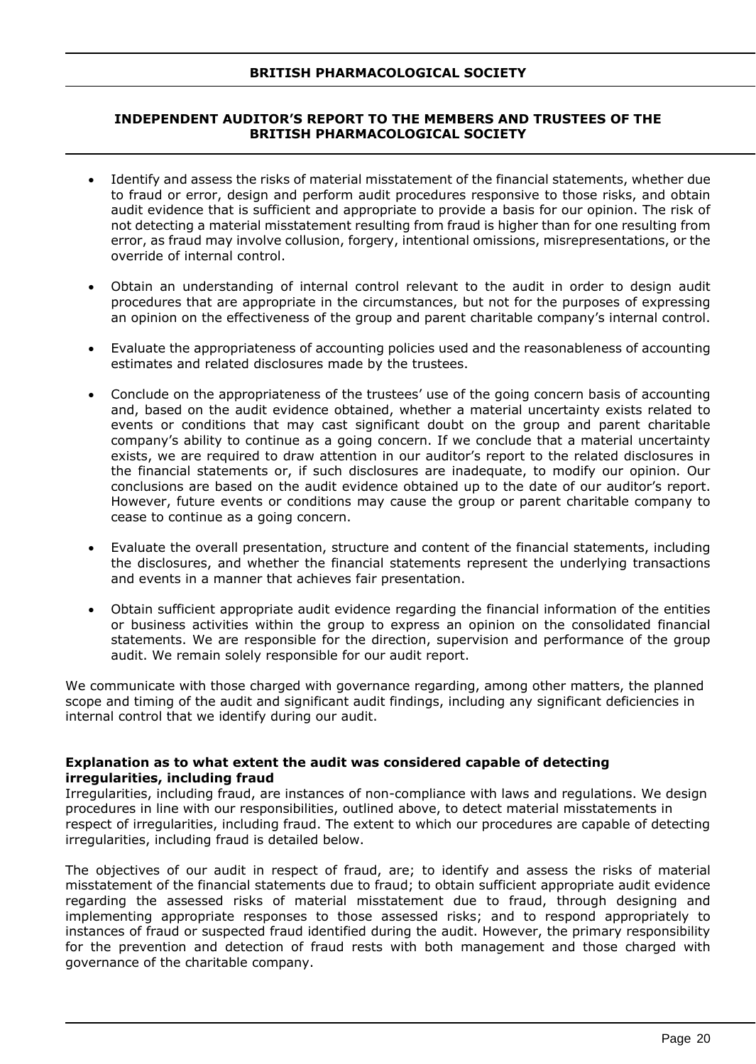- Identify and assess the risks of material misstatement of the financial statements, whether due to fraud or error, design and perform audit procedures responsive to those risks, and obtain audit evidence that is sufficient and appropriate to provide a basis for our opinion. The risk of not detecting a material misstatement resulting from fraud is higher than for one resulting from error, as fraud may involve collusion, forgery, intentional omissions, misrepresentations, or the override of internal control.

- Obtain an understanding of internal control relevant to the audit in order to design audit procedures that are appropriate in the circumstances, but not for the purposes of expressing an opinion on the effectiveness of the group and parent charitable company's internal control.

- Evaluate the appropriateness of accounting policies used and the reasonableness of accounting estimates and related disclosures made by the trustees.

- Conclude on the appropriateness of the trustees' use of the going concern basis of accounting and, based on the audit evidence obtained, whether a material uncertainty exists related to events or conditions that may cast significant doubt on the group and parent charitable company's ability to continue as a going concern. If we conclude that a material uncertainty exists, we are required to draw attention in our auditor's report to the related disclosures in the financial statements or, if such disclosures are inadequate, to modify our opinion. Our conclusions are based on the audit evidence obtained up to the date of our auditor's report. However, future events or conditions may cause the group or parent charitable company to cease to continue as a going concern.

- Evaluate the overall presentation, structure and content of the financial statements, including the disclosures, and whether the financial statements represent the underlying transactions and events in a manner that achieves fair presentation.

- Obtain sufficient appropriate audit evidence regarding the financial information of the entities or business activities within the group to express an opinion on the consolidated financial statements. We are responsible for the direction, supervision and performance of the group audit. We remain solely responsible for our audit report.

We communicate with those charged with governance regarding, among other matters, the planned scope and timing of the audit and significant audit findings, including any significant deficiencies in internal control that we identify during our audit.

**Explanation as to what extent the audit was considered capable of detecting irregularities, including fraud**

Irregularities, including fraud, are instances of non-compliance with laws and regulations. We design procedures in line with our responsibilities, outlined above, to detect material misstatements in respect of irregularities, including fraud. The extent to which our procedures are capable of detecting irregularities, including fraud is detailed below.

The objectives of our audit in respect of fraud, are; to identify and assess the risks of material misstatement of the financial statements due to fraud; to obtain sufficient appropriate audit evidence regarding the assessed risks of material misstatement due to fraud, through designing and implementing appropriate responses to those assessed risks; and to respond appropriately to instances of fraud or suspected fraud identified during the audit. However, the primary responsibility for the prevention and detection of fraud rests with both management and those charged with governance of the charitable company.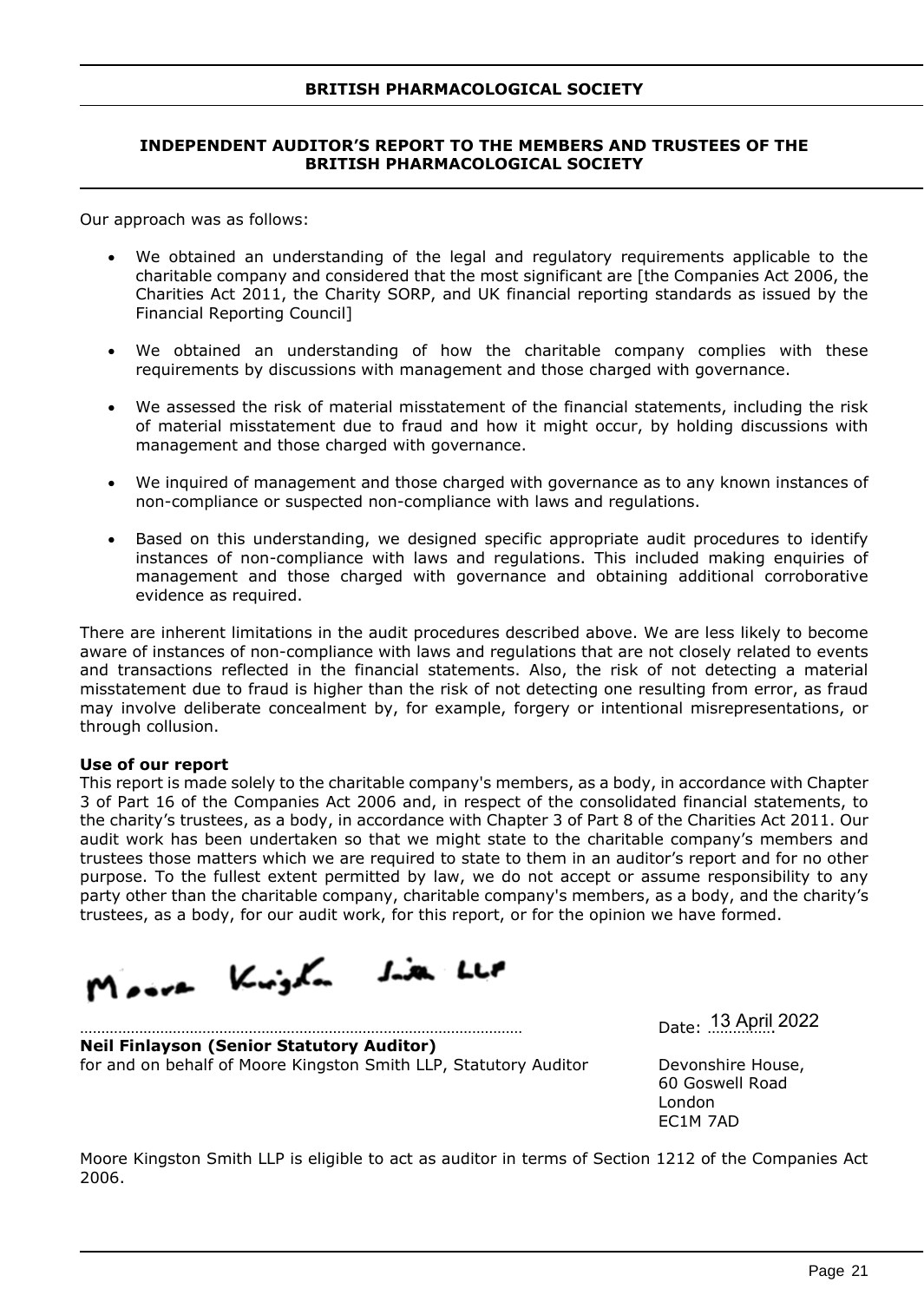## INDEPENDENT AUDITOR'S REPORT TO THE MEMBERS AND TRUSTEES OF THE BRITISH PHARMACOLOGICAL SOCIETY

Our approach was as follows:

- We obtained an understanding of the legal and regulatory requirements applicable to the charitable company and considered that the most significant are [the Companies Act 2006, the Charities Act 2011, the Charity SORP, and UK financial reporting standards as issued by the Financial Reporting Council]
- We obtained an understanding of how the charitable company complies with these requirements by discussions with management and those charged with governance.
- We assessed the risk of material misstatement of the financial statements, including the risk of material misstatement due to fraud and how it might occur, by holding discussions with management and those charged with governance.
- We inquired of management and those charged with governance as to any known instances of non-compliance or suspected non-compliance with laws and regulations.
- Based on this understanding, we designed specific appropriate audit procedures to identify instances of non-compliance with laws and regulations. This included making enquiries of management and those charged with governance and obtaining additional corroborative evidence as required.

There are inherent limitations in the audit procedures described above. We are less likely to become aware of instances of non-compliance with laws and regulations that are not closely related to events and transactions reflected in the financial statements. Also, the risk of not detecting a material misstatement due to fraud is higher than the risk of not detecting one resulting from error, as fraud may involve deliberate concealment by, for example, forgery or intentional misrepresentations, or through collusion.

**Use of our report**

This report is made solely to the charitable company's members, as a body, in accordance with Chapter 3 of Part 16 of the Companies Act 2006 and, in respect of the consolidated financial statements, to the charity's trustees, as a body, in accordance with Chapter 3 of Part 8 of the Charities Act 2011. Our audit work has been undertaken so that we might state to the charitable company's members and trustees those matters which we are required to state to them in an auditor's report and for no other purpose. To the fullest extent permitted by law, we do not accept or assume responsibility to any party other than the charitable company, charitable company's members, as a body, and the charity's trustees, as a body, for our audit work, for this report, or for the opinion we have formed.

Moore Kingston Smith LLP

……………………………………………………………………………………… Date: 13 April 2022

**Neil Finlayson (Senior Statutory Auditor)**
for and on behalf of Moore Kingston Smith LLP, Statutory Auditor

Devonshire House,
60 Goswell Road
London
EC1M 7AD

Moore Kingston Smith LLP is eligible to act as auditor in terms of Section 1212 of the Companies Act 2006.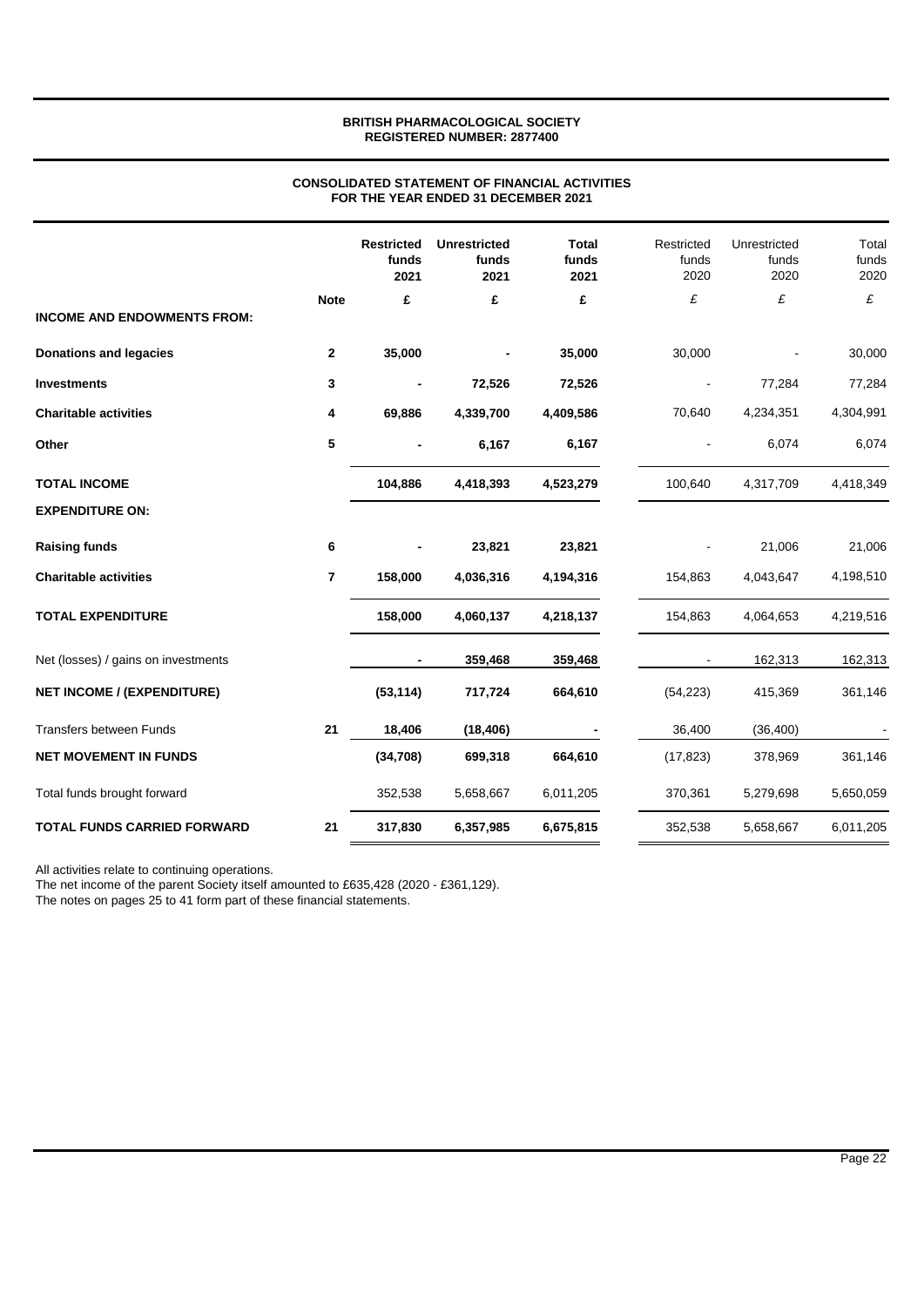**BRITISH PHARMACOLOGICAL SOCIETY**
**REGISTERED NUMBER: 2877400**

## CONSOLIDATED STATEMENT OF FINANCIAL ACTIVITIES
## FOR THE YEAR ENDED 31 DECEMBER 2021

| | Note | Restricted funds 2021 | Unrestricted funds 2021 | Total funds 2021 | Restricted funds 2020 | Unrestricted funds 2020 | Total funds 2020 |
|---|---|---|---|---|---|---|---|
| | | £ | £ | £ | £ | £ | £ |
| **INCOME AND ENDOWMENTS FROM:** | | | | | | | |
| **Donations and legacies** | 2 | 35,000 | - | 35,000 | 30,000 | - | 30,000 |
| **Investments** | 3 | - | 72,526 | 72,526 | - | 77,284 | 77,284 |
| **Charitable activities** | 4 | 69,886 | 4,339,700 | 4,409,586 | 70,640 | 4,234,351 | 4,304,991 |
| **Other** | 5 | - | 6,167 | 6,167 | - | 6,074 | 6,074 |
| **TOTAL INCOME** | | 104,886 | 4,418,393 | 4,523,279 | 100,640 | 4,317,709 | 4,418,349 |
| **EXPENDITURE ON:** | | | | | | | |
| **Raising funds** | 6 | - | 23,821 | 23,821 | - | 21,006 | 21,006 |
| **Charitable activities** | 7 | 158,000 | 4,036,316 | 4,194,316 | 154,863 | 4,043,647 | 4,198,510 |
| **TOTAL EXPENDITURE** | | 158,000 | 4,060,137 | 4,218,137 | 154,863 | 4,064,653 | 4,219,516 |
| Net (losses) / gains on investments | | - | 359,468 | 359,468 | - | 162,313 | 162,313 |
| **NET INCOME / (EXPENDITURE)** | | (53,114) | 717,724 | 664,610 | (54,223) | 415,369 | 361,146 |
| Transfers between Funds | 21 | 18,406 | (18,406) | - | 36,400 | (36,400) | - |
| **NET MOVEMENT IN FUNDS** | | (34,708) | 699,318 | 664,610 | (17,823) | 378,969 | 361,146 |
| Total funds brought forward | | 352,538 | 5,658,667 | 6,011,205 | 370,361 | 5,279,698 | 5,650,059 |
| **TOTAL FUNDS CARRIED FORWARD** | 21 | 317,830 | 6,357,985 | 6,675,815 | 352,538 | 5,658,667 | 6,011,205 |

All activities relate to continuing operations.
The net income of the parent Society itself amounted to £635,428 (2020 - £361,129).
The notes on pages 25 to 41 form part of these financial statements.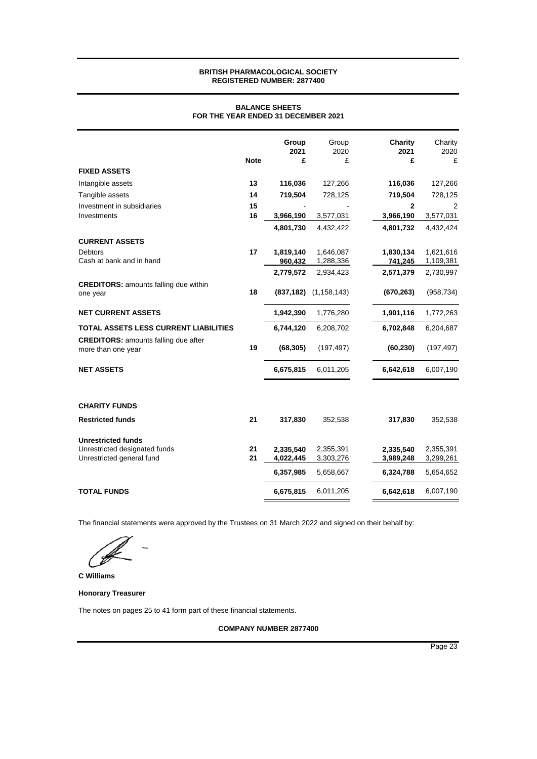**BRITISH PHARMACOLOGICAL SOCIETY**
**REGISTERED NUMBER: 2877400**

# BALANCE SHEETS
## FOR THE YEAR ENDED 31 DECEMBER 2021

| | Note | Group 2021 £ | Group 2020 £ | Charity 2021 £ | Charity 2020 £ |
|---|---|---|---|---|---|
| **FIXED ASSETS** | | | | | |
| Intangible assets | 13 | **116,036** | 127,266 | **116,036** | 127,266 |
| Tangible assets | 14 | **719,504** | 728,125 | **719,504** | 728,125 |
| Investment in subsidiaries | 15 | **-** | - | **2** | 2 |
| Investments | 16 | **3,966,190** | 3,577,031 | **3,966,190** | 3,577,031 |
| | | **4,801,730** | 4,432,422 | **4,801,732** | 4,432,424 |
| **CURRENT ASSETS** | | | | | |
| Debtors | 17 | **1,819,140** | 1,646,087 | **1,830,134** | 1,621,616 |
| Cash at bank and in hand | | **960,432** | 1,288,336 | **741,245** | 1,109,381 |
| | | **2,779,572** | 2,934,423 | **2,571,379** | 2,730,997 |
| **CREDITORS:** amounts falling due within one year | 18 | **(837,182)** | (1,158,143) | **(670,263)** | (958,734) |
| **NET CURRENT ASSETS** | | **1,942,390** | 1,776,280 | **1,901,116** | 1,772,263 |
| **TOTAL ASSETS LESS CURRENT LIABILITIES** | | **6,744,120** | 6,208,702 | **6,702,848** | 6,204,687 |
| **CREDITORS:** amounts falling due after more than one year | 19 | **(68,305)** | (197,497) | **(60,230)** | (197,497) |
| **NET ASSETS** | | **6,675,815** | 6,011,205 | **6,642,618** | 6,007,190 |
| | | | | | |
| **CHARITY FUNDS** | | | | | |
| **Restricted funds** | 21 | **317,830** | 352,538 | **317,830** | 352,538 |
| **Unrestricted funds** | | | | | |
| Unrestricted designated funds | 21 | **2,335,540** | 2,355,391 | **2,335,540** | 2,355,391 |
| Unrestricted general fund | 21 | **4,022,445** | 3,303,276 | **3,989,248** | 3,299,261 |
| | | **6,357,985** | 5,658,667 | **6,324,788** | 5,654,652 |
| **TOTAL FUNDS** | | **6,675,815** | 6,011,205 | **6,642,618** | 6,007,190 |

The financial statements were approved by the Trustees on 31 March 2022 and signed on their behalf by:

**C Williams**

**Honorary Treasurer**

The notes on pages 25 to 41 form part of these financial statements.

**COMPANY NUMBER 2877400**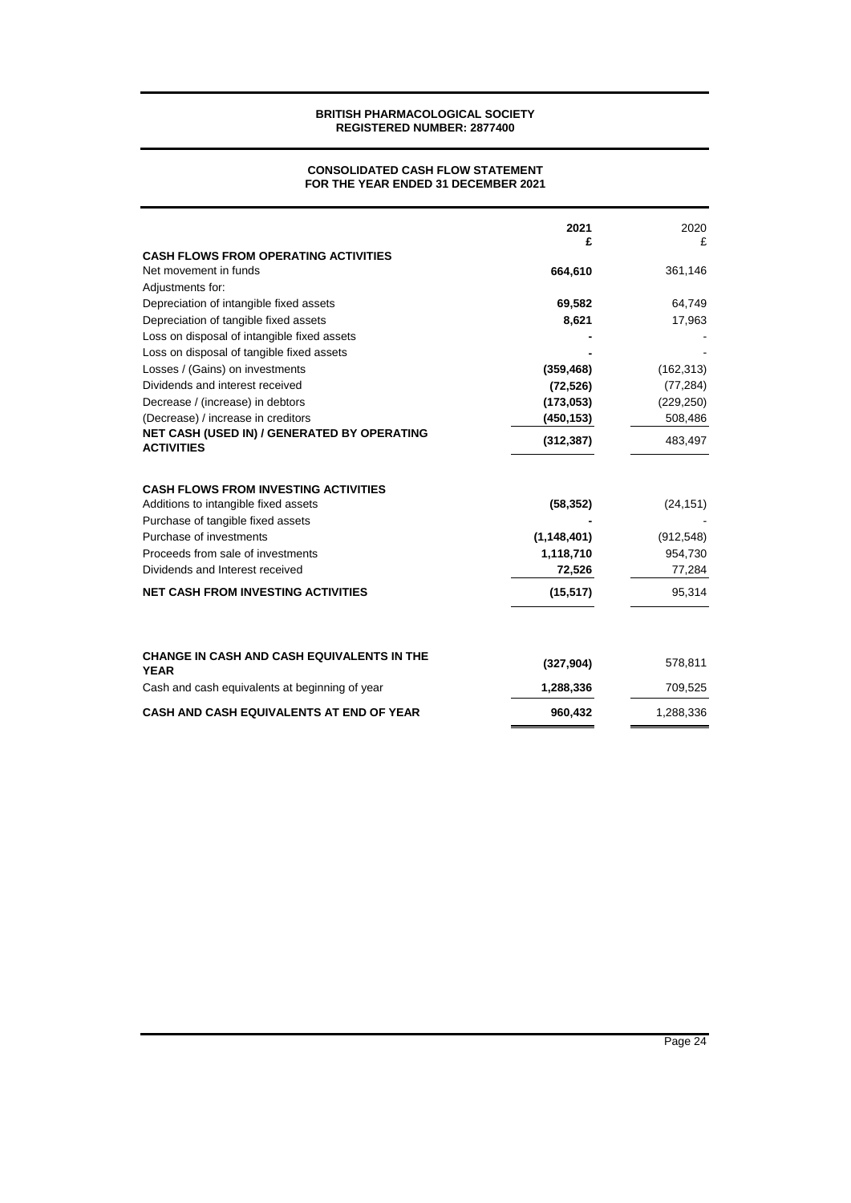**BRITISH PHARMACOLOGICAL SOCIETY**
**REGISTERED NUMBER: 2877400**

## CONSOLIDATED CASH FLOW STATEMENT
## FOR THE YEAR ENDED 31 DECEMBER 2021

| | 2021<br>£ | 2020<br>£ |
|---|---|---|
| **CASH FLOWS FROM OPERATING ACTIVITIES** | | |
| Net movement in funds | **664,610** | 361,146 |
| Adjustments for: | | |
| Depreciation of intangible fixed assets | **69,582** | 64,749 |
| Depreciation of tangible fixed assets | **8,621** | 17,963 |
| Loss on disposal of intangible fixed assets | **-** | - |
| Loss on disposal of tangible fixed assets | **-** | - |
| Losses / (Gains) on investments | **(359,468)** | (162,313) |
| Dividends and interest received | **(72,526)** | (77,284) |
| Decrease / (increase) in debtors | **(173,053)** | (229,250) |
| (Decrease) / increase in creditors | **(450,153)** | 508,486 |
| **NET CASH (USED IN) / GENERATED BY OPERATING ACTIVITIES** | **(312,387)** | 483,497 |
| | | |
| **CASH FLOWS FROM INVESTING ACTIVITIES** | | |
| Additions to intangible fixed assets | **(58,352)** | (24,151) |
| Purchase of tangible fixed assets | **-** | - |
| Purchase of investments | **(1,148,401)** | (912,548) |
| Proceeds from sale of investments | **1,118,710** | 954,730 |
| Dividends and Interest received | **72,526** | 77,284 |
| **NET CASH FROM INVESTING ACTIVITIES** | **(15,517)** | 95,314 |
| | | |
| **CHANGE IN CASH AND CASH EQUIVALENTS IN THE YEAR** | **(327,904)** | 578,811 |
| Cash and cash equivalents at beginning of year | **1,288,336** | 709,525 |
| **CASH AND CASH EQUIVALENTS AT END OF YEAR** | **960,432** | 1,288,336 |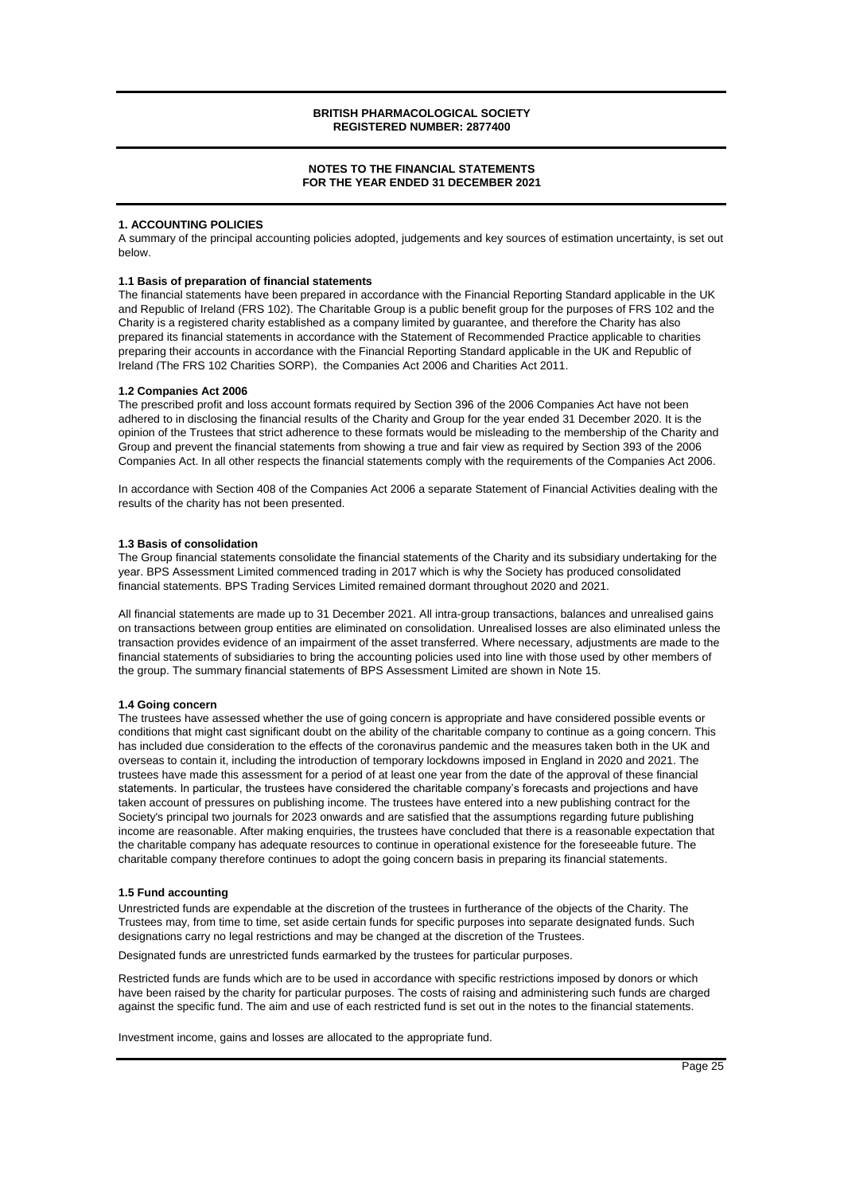**BRITISH PHARMACOLOGICAL SOCIETY**
**REGISTERED NUMBER: 2877400**

**NOTES TO THE FINANCIAL STATEMENTS**
**FOR THE YEAR ENDED 31 DECEMBER 2021**

## 1. ACCOUNTING POLICIES

A summary of the principal accounting policies adopted, judgements and key sources of estimation uncertainty, is set out below.

### 1.1 Basis of preparation of financial statements

The financial statements have been prepared in accordance with the Financial Reporting Standard applicable in the UK and Republic of Ireland (FRS 102). The Charitable Group is a public benefit group for the purposes of FRS 102 and the Charity is a registered charity established as a company limited by guarantee, and therefore the Charity has also prepared its financial statements in accordance with the Statement of Recommended Practice applicable to charities preparing their accounts in accordance with the Financial Reporting Standard applicable in the UK and Republic of Ireland (The FRS 102 Charities SORP), the Companies Act 2006 and Charities Act 2011.

### 1.2 Companies Act 2006

The prescribed profit and loss account formats required by Section 396 of the 2006 Companies Act have not been adhered to in disclosing the financial results of the Charity and Group for the year ended 31 December 2020. It is the opinion of the Trustees that strict adherence to these formats would be misleading to the membership of the Charity and Group and prevent the financial statements from showing a true and fair view as required by Section 393 of the 2006 Companies Act. In all other respects the financial statements comply with the requirements of the Companies Act 2006.

In accordance with Section 408 of the Companies Act 2006 a separate Statement of Financial Activities dealing with the results of the charity has not been presented.

### 1.3 Basis of consolidation

The Group financial statements consolidate the financial statements of the Charity and its subsidiary undertaking for the year. BPS Assessment Limited commenced trading in 2017 which is why the Society has produced consolidated financial statements. BPS Trading Services Limited remained dormant throughout 2020 and 2021.

All financial statements are made up to 31 December 2021. All intra-group transactions, balances and unrealised gains on transactions between group entities are eliminated on consolidation. Unrealised losses are also eliminated unless the transaction provides evidence of an impairment of the asset transferred. Where necessary, adjustments are made to the financial statements of subsidiaries to bring the accounting policies used into line with those used by other members of the group. The summary financial statements of BPS Assessment Limited are shown in Note 15.

### 1.4 Going concern

The trustees have assessed whether the use of going concern is appropriate and have considered possible events or conditions that might cast significant doubt on the ability of the charitable company to continue as a going concern. This has included due consideration to the effects of the coronavirus pandemic and the measures taken both in the UK and overseas to contain it, including the introduction of temporary lockdowns imposed in England in 2020 and 2021. The trustees have made this assessment for a period of at least one year from the date of the approval of these financial statements. In particular, the trustees have considered the charitable company's forecasts and projections and have taken account of pressures on publishing income. The trustees have entered into a new publishing contract for the Society's principal two journals for 2023 onwards and are satisfied that the assumptions regarding future publishing income are reasonable. After making enquiries, the trustees have concluded that there is a reasonable expectation that the charitable company has adequate resources to continue in operational existence for the foreseeable future. The charitable company therefore continues to adopt the going concern basis in preparing its financial statements.

### 1.5 Fund accounting

Unrestricted funds are expendable at the discretion of the trustees in furtherance of the objects of the Charity. The Trustees may, from time to time, set aside certain funds for specific purposes into separate designated funds. Such designations carry no legal restrictions and may be changed at the discretion of the Trustees.

Designated funds are unrestricted funds earmarked by the trustees for particular purposes.

Restricted funds are funds which are to be used in accordance with specific restrictions imposed by donors or which have been raised by the charity for particular purposes. The costs of raising and administering such funds are charged against the specific fund. The aim and use of each restricted fund is set out in the notes to the financial statements.

Investment income, gains and losses are allocated to the appropriate fund.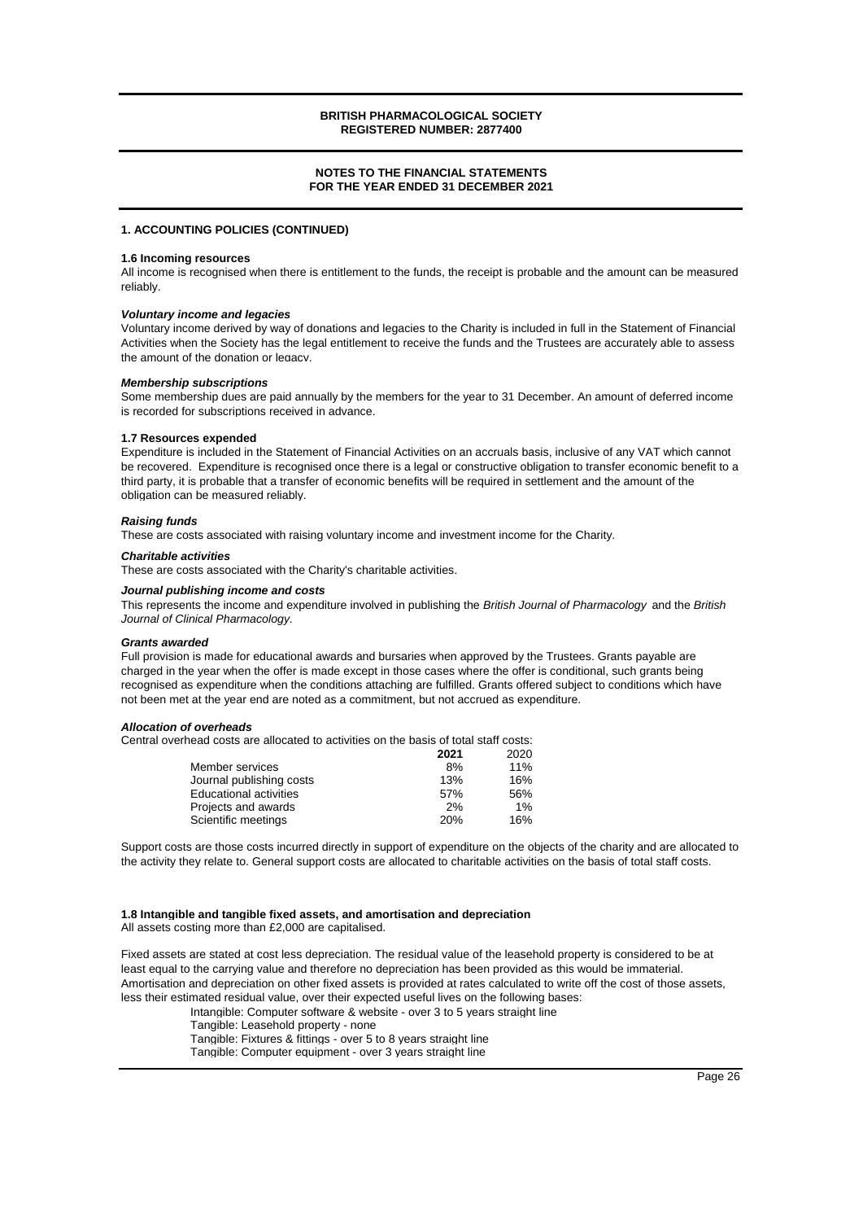## 1. ACCOUNTING POLICIES (CONTINUED)

### 1.6 Incoming resources

All income is recognised when there is entitlement to the funds, the receipt is probable and the amount can be measured reliably.

***Voluntary income and legacies***

Voluntary income derived by way of donations and legacies to the Charity is included in full in the Statement of Financial Activities when the Society has the legal entitlement to receive the funds and the Trustees are accurately able to assess the amount of the donation or legacy.

***Membership subscriptions***

Some membership dues are paid annually by the members for the year to 31 December. An amount of deferred income is recorded for subscriptions received in advance.

### 1.7 Resources expended

Expenditure is included in the Statement of Financial Activities on an accruals basis, inclusive of any VAT which cannot be recovered. Expenditure is recognised once there is a legal or constructive obligation to transfer economic benefit to a third party, it is probable that a transfer of economic benefits will be required in settlement and the amount of the obligation can be measured reliably.

***Raising funds***

These are costs associated with raising voluntary income and investment income for the Charity.

***Charitable activities***

These are costs associated with the Charity's charitable activities.

***Journal publishing income and costs***

This represents the income and expenditure involved in publishing the *British Journal of Pharmacology* and the *British Journal of Clinical Pharmacology*.

***Grants awarded***

Full provision is made for educational awards and bursaries when approved by the Trustees. Grants payable are charged in the year when the offer is made except in those cases where the offer is conditional, such grants being recognised as expenditure when the conditions attaching are fulfilled. Grants offered subject to conditions which have not been met at the year end are noted as a commitment, but not accrued as expenditure.

***Allocation of overheads***

Central overhead costs are allocated to activities on the basis of total staff costs:

| | **2021** | 2020 |
|---|---|---|
| Member services | 8% | 11% |
| Journal publishing costs | 13% | 16% |
| Educational activities | 57% | 56% |
| Projects and awards | 2% | 1% |
| Scientific meetings | 20% | 16% |

Support costs are those costs incurred directly in support of expenditure on the objects of the charity and are allocated to the activity they relate to. General support costs are allocated to charitable activities on the basis of total staff costs.

### 1.8 Intangible and tangible fixed assets, and amortisation and depreciation

All assets costing more than £2,000 are capitalised.

Fixed assets are stated at cost less depreciation. The residual value of the leasehold property is considered to be at least equal to the carrying value and therefore no depreciation has been provided as this would be immaterial. Amortisation and depreciation on other fixed assets is provided at rates calculated to write off the cost of those assets, less their estimated residual value, over their expected useful lives on the following bases:

Intangible: Computer software & website - over 3 to 5 years straight line
Tangible: Leasehold property - none
Tangible: Fixtures & fittings - over 5 to 8 years straight line
Tangible: Computer equipment - over 3 years straight line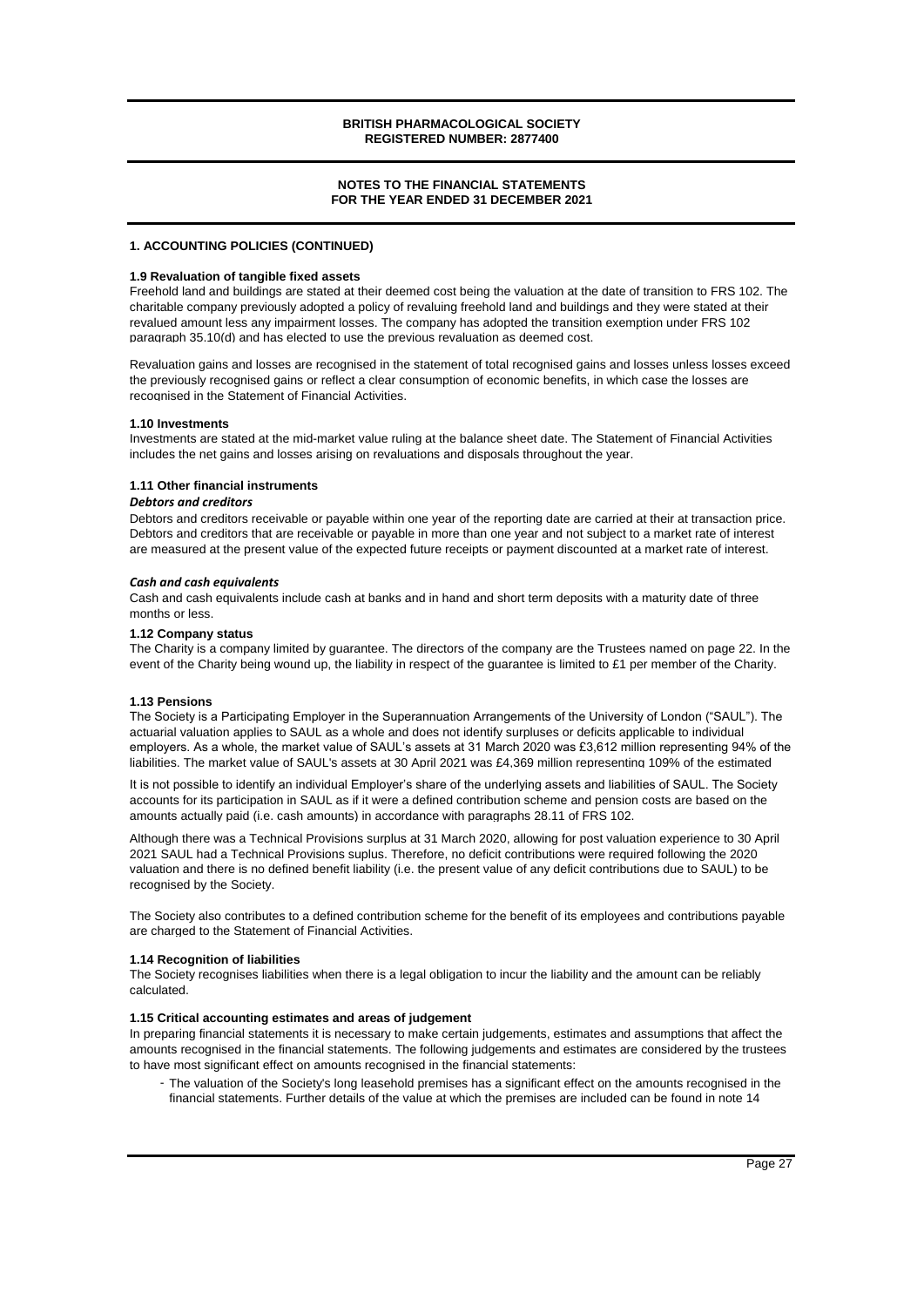**BRITISH PHARMACOLOGICAL SOCIETY**
**REGISTERED NUMBER: 2877400**

**NOTES TO THE FINANCIAL STATEMENTS**
**FOR THE YEAR ENDED 31 DECEMBER 2021**

## 1. ACCOUNTING POLICIES (CONTINUED)

### 1.9 Revaluation of tangible fixed assets

Freehold land and buildings are stated at their deemed cost being the valuation at the date of transition to FRS 102. The charitable company previously adopted a policy of revaluing freehold land and buildings and they were stated at their revalued amount less any impairment losses. The company has adopted the transition exemption under FRS 102 paragraph 35.10(d) and has elected to use the previous revaluation as deemed cost.

Revaluation gains and losses are recognised in the statement of total recognised gains and losses unless losses exceed the previously recognised gains or reflect a clear consumption of economic benefits, in which case the losses are recognised in the Statement of Financial Activities.

### 1.10 Investments

Investments are stated at the mid-market value ruling at the balance sheet date. The Statement of Financial Activities includes the net gains and losses arising on revaluations and disposals throughout the year.

### 1.11 Other financial instruments

***Debtors and creditors***

Debtors and creditors receivable or payable within one year of the reporting date are carried at their at transaction price. Debtors and creditors that are receivable or payable in more than one year and not subject to a market rate of interest are measured at the present value of the expected future receipts or payment discounted at a market rate of interest.

***Cash and cash equivalents***

Cash and cash equivalents include cash at banks and in hand and short term deposits with a maturity date of three months or less.

### 1.12 Company status

The Charity is a company limited by guarantee. The directors of the company are the Trustees named on page 22. In the event of the Charity being wound up, the liability in respect of the guarantee is limited to £1 per member of the Charity.

### 1.13 Pensions

The Society is a Participating Employer in the Superannuation Arrangements of the University of London ("SAUL"). The actuarial valuation applies to SAUL as a whole and does not identify surpluses or deficits applicable to individual employers. As a whole, the market value of SAUL's assets at 31 March 2020 was £3,612 million representing 94% of the liabilities. The market value of SAUL's assets at 30 April 2021 was £4,369 million representing 109% of the estimated

It is not possible to identify an individual Employer's share of the underlying assets and liabilities of SAUL. The Society accounts for its participation in SAUL as if it were a defined contribution scheme and pension costs are based on the amounts actually paid (i.e. cash amounts) in accordance with paragraphs 28.11 of FRS 102.

Although there was a Technical Provisions surplus at 31 March 2020, allowing for post valuation experience to 30 April 2021 SAUL had a Technical Provisions suplus. Therefore, no deficit contributions were required following the 2020 valuation and there is no defined benefit liability (i.e. the present value of any deficit contributions due to SAUL) to be recognised by the Society.

The Society also contributes to a defined contribution scheme for the benefit of its employees and contributions payable are charged to the Statement of Financial Activities.

### 1.14 Recognition of liabilities

The Society recognises liabilities when there is a legal obligation to incur the liability and the amount can be reliably calculated.

### 1.15 Critical accounting estimates and areas of judgement

In preparing financial statements it is necessary to make certain judgements, estimates and assumptions that affect the amounts recognised in the financial statements. The following judgements and estimates are considered by the trustees to have most significant effect on amounts recognised in the financial statements:

- The valuation of the Society's long leasehold premises has a significant effect on the amounts recognised in the financial statements. Further details of the value at which the premises are included can be found in note 14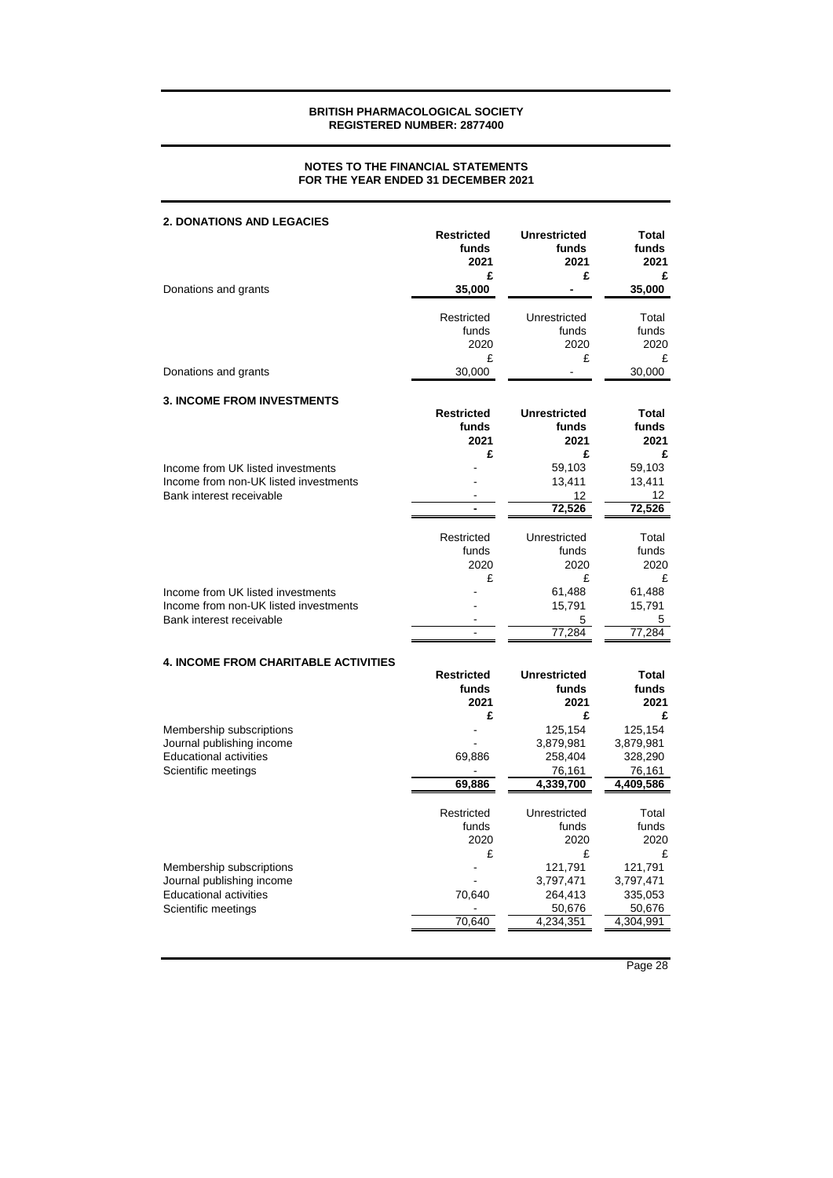**BRITISH PHARMACOLOGICAL SOCIETY**
**REGISTERED NUMBER: 2877400**

**NOTES TO THE FINANCIAL STATEMENTS**
**FOR THE YEAR ENDED 31 DECEMBER 2021**

## 2. DONATIONS AND LEGACIES

| | Restricted funds 2021 £ | Unrestricted funds 2021 £ | Total funds 2021 £ |
|---|---|---|---|
| Donations and grants | 35,000 | - | 35,000 |

| | Restricted funds 2020 £ | Unrestricted funds 2020 £ | Total funds 2020 £ |
|---|---|---|---|
| Donations and grants | 30,000 | - | 30,000 |

## 3. INCOME FROM INVESTMENTS

| | Restricted funds 2021 £ | Unrestricted funds 2021 £ | Total funds 2021 £ |
|---|---|---|---|
| Income from UK listed investments | - | 59,103 | 59,103 |
| Income from non-UK listed investments | - | 13,411 | 13,411 |
| Bank interest receivable | - | 12 | 12 |
| | - | 72,526 | 72,526 |

| | Restricted funds 2020 £ | Unrestricted funds 2020 £ | Total funds 2020 £ |
|---|---|---|---|
| Income from UK listed investments | - | 61,488 | 61,488 |
| Income from non-UK listed investments | - | 15,791 | 15,791 |
| Bank interest receivable | - | 5 | 5 |
| | - | 77,284 | 77,284 |

## 4. INCOME FROM CHARITABLE ACTIVITIES

| | Restricted funds 2021 £ | Unrestricted funds 2021 £ | Total funds 2021 £ |
|---|---|---|---|
| Membership subscriptions | - | 125,154 | 125,154 |
| Journal publishing income | - | 3,879,981 | 3,879,981 |
| Educational activities | 69,886 | 258,404 | 328,290 |
| Scientific meetings | - | 76,161 | 76,161 |
| | 69,886 | 4,339,700 | 4,409,586 |

| | Restricted funds 2020 £ | Unrestricted funds 2020 £ | Total funds 2020 £ |
|---|---|---|---|
| Membership subscriptions | - | 121,791 | 121,791 |
| Journal publishing income | - | 3,797,471 | 3,797,471 |
| Educational activities | 70,640 | 264,413 | 335,053 |
| Scientific meetings | - | 50,676 | 50,676 |
| | 70,640 | 4,234,351 | 4,304,991 |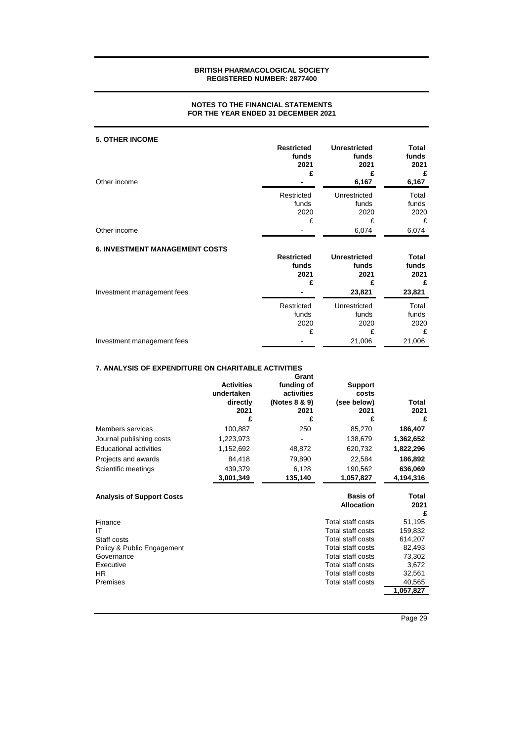# BRITISH PHARMACOLOGICAL SOCIETY
## REGISTERED NUMBER: 2877400

## NOTES TO THE FINANCIAL STATEMENTS FOR THE YEAR ENDED 31 DECEMBER 2021

### 5. OTHER INCOME

| | Restricted funds 2021 £ | Unrestricted funds 2021 £ | Total funds 2021 £ |
|---|---|---|---|
| Other income | - | 6,167 | 6,167 |

| | Restricted funds 2020 £ | Unrestricted funds 2020 £ | Total funds 2020 £ |
|---|---|---|---|
| Other income | - | 6,074 | 6,074 |

### 6. INVESTMENT MANAGEMENT COSTS

| | Restricted funds 2021 £ | Unrestricted funds 2021 £ | Total funds 2021 £ |
|---|---|---|---|
| Investment management fees | - | 23,821 | 23,821 |

| | Restricted funds 2020 £ | Unrestricted funds 2020 £ | Total funds 2020 £ |
|---|---|---|---|
| Investment management fees | - | 21,006 | 21,006 |

### 7. ANALYSIS OF EXPENDITURE ON CHARITABLE ACTIVITIES

| | Activities undertaken directly 2021 £ | Grant funding of activities (Notes 8 & 9) 2021 £ | Support costs (see below) 2021 £ | Total 2021 £ |
|---|---|---|---|---|
| Members services | 100,887 | 250 | 85,270 | 186,407 |
| Journal publishing costs | 1,223,973 | - | 138,679 | 1,362,652 |
| Educational activities | 1,152,692 | 48,872 | 620,732 | 1,822,296 |
| Projects and awards | 84,418 | 79,890 | 22,584 | 186,892 |
| Scientific meetings | 439,379 | 6,128 | 190,562 | 636,069 |
| | 3,001,349 | 135,140 | 1,057,827 | 4,194,316 |

**Analysis of Support Costs**

| | Basis of Allocation | Total 2021 £ |
|---|---|---|
| Finance | Total staff costs | 51,195 |
| IT | Total staff costs | 159,832 |
| Staff costs | Total staff costs | 614,207 |
| Policy & Public Engagement | Total staff costs | 82,493 |
| Governance | Total staff costs | 73,302 |
| Executive | Total staff costs | 3,672 |
| HR | Total staff costs | 32,561 |
| Premises | Total staff costs | 40,565 |
| | | 1,057,827 |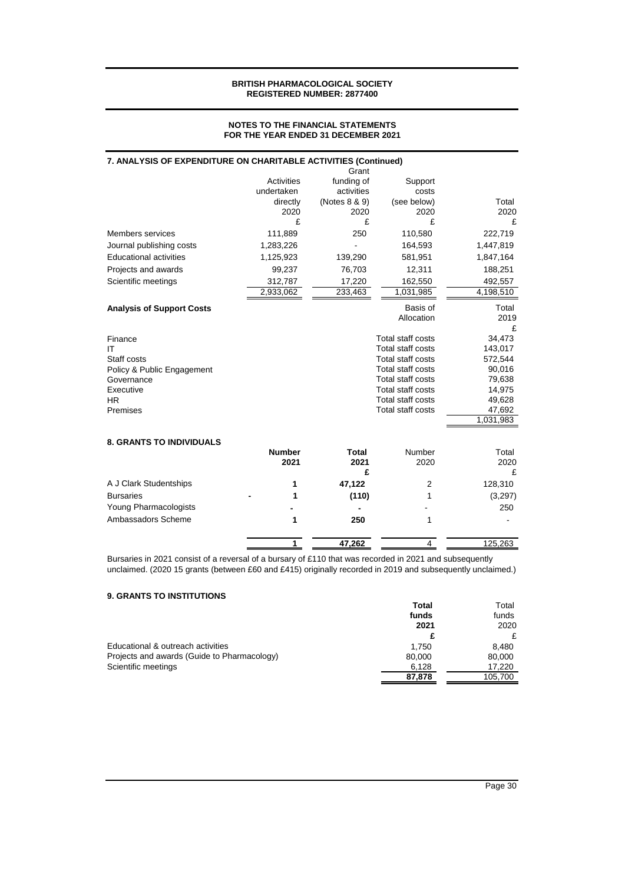**BRITISH PHARMACOLOGICAL SOCIETY**
**REGISTERED NUMBER: 2877400**

**NOTES TO THE FINANCIAL STATEMENTS**
**FOR THE YEAR ENDED 31 DECEMBER 2021**

### 7. ANALYSIS OF EXPENDITURE ON CHARITABLE ACTIVITIES (Continued)

| | Activities undertaken directly 2020 £ | Grant funding of activities (Notes 8 & 9) 2020 £ | Support costs (see below) 2020 £ | Total 2020 £ |
|---|---|---|---|---|
| Members services | 111,889 | 250 | 110,580 | 222,719 |
| Journal publishing costs | 1,283,226 | - | 164,593 | 1,447,819 |
| Educational activities | 1,125,923 | 139,290 | 581,951 | 1,847,164 |
| Projects and awards | 99,237 | 76,703 | 12,311 | 188,251 |
| Scientific meetings | 312,787 | 17,220 | 162,550 | 492,557 |
| | 2,933,062 | 233,463 | 1,031,985 | 4,198,510 |

**Analysis of Support Costs**

| | Basis of Allocation | Total 2019 £ |
|---|---|---|
| Finance | Total staff costs | 34,473 |
| IT | Total staff costs | 143,017 |
| Staff costs | Total staff costs | 572,544 |
| Policy & Public Engagement | Total staff costs | 90,016 |
| Governance | Total staff costs | 79,638 |
| Executive | Total staff costs | 14,975 |
| HR | Total staff costs | 49,628 |
| Premises | Total staff costs | 47,692 |
| | | 1,031,983 |

### 8. GRANTS TO INDIVIDUALS

| | **Number 2021** | **Total 2021 £** | Number 2020 | Total 2020 £ |
|---|---|---|---|---|
| A J Clark Studentships | **1** | **47,122** | 2 | 128,310 |
| Bursaries | **- 1** | **(110)** | 1 | (3,297) |
| Young Pharmacologists | **-** | **-** | - | 250 |
| Ambassadors Scheme | **1** | **250** | 1 | - |
| | **1** | **47,262** | 4 | 125,263 |

Bursaries in 2021 consist of a reversal of a bursary of £110 that was recorded in 2021 and subsequently unclaimed. (2020 15 grants (between £60 and £415) originally recorded in 2019 and subsequently unclaimed.)

### 9. GRANTS TO INSTITUTIONS

| | **Total funds 2021 £** | Total funds 2020 £ |
|---|---|---|
| Educational & outreach activities | 1,750 | 8,480 |
| Projects and awards (Guide to Pharmacology) | 80,000 | 80,000 |
| Scientific meetings | 6,128 | 17,220 |
| | **87,878** | 105,700 |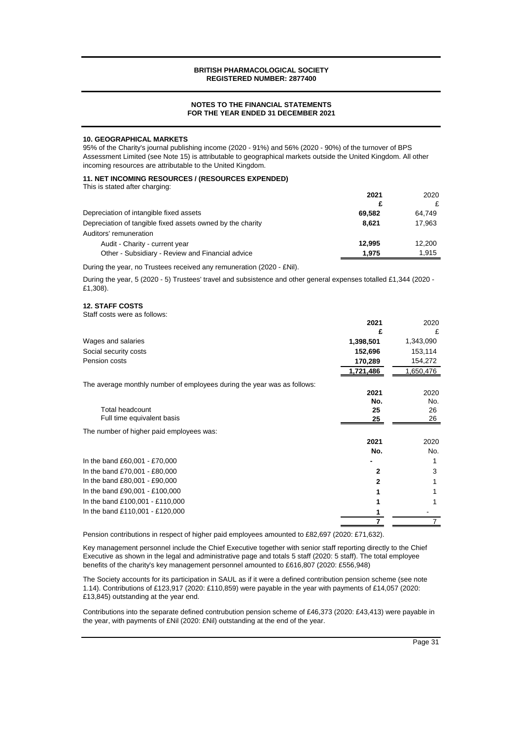**BRITISH PHARMACOLOGICAL SOCIETY**
**REGISTERED NUMBER: 2877400**

**NOTES TO THE FINANCIAL STATEMENTS**
**FOR THE YEAR ENDED 31 DECEMBER 2021**

### 10. GEOGRAPHICAL MARKETS

95% of the Charity's journal publishing income (2020 - 91%) and 56% (2020 - 90%) of the turnover of BPS Assessment Limited (see Note 15) is attributable to geographical markets outside the United Kingdom. All other incoming resources are attributable to the United Kingdom.

### 11. NET INCOMING RESOURCES / (RESOURCES EXPENDED)

This is stated after charging:

| | **2021** | 2020 |
|---|---|---|
| | **£** | £ |
| Depreciation of intangible fixed assets | **69,582** | 64,749 |
| Depreciation of tangible fixed assets owned by the charity | **8,621** | 17,963 |
| Auditors' remuneration | | |
| Audit - Charity - current year | **12,995** | 12,200 |
| Other - Subsidiary - Review and Financial advice | **1,975** | 1,915 |

During the year, no Trustees received any remuneration (2020 - £Nil).

During the year, 5 (2020 - 5) Trustees' travel and subsistence and other general expenses totalled £1,344 (2020 - £1,308).

### 12. STAFF COSTS

Staff costs were as follows:

| | **2021** | 2020 |
|---|---|---|
| | **£** | £ |
| Wages and salaries | **1,398,501** | 1,343,090 |
| Social security costs | **152,696** | 153,114 |
| Pension costs | **170,289** | 154,272 |
| | **1,721,486** | 1,650,476 |

The average monthly number of employees during the year was as follows:

| | **2021** | 2020 |
|---|---|---|
| | **No.** | No. |
| Total headcount | **25** | 26 |
| Full time equivalent basis | **25** | 26 |

The number of higher paid employees was:

| | **2021** | 2020 |
|---|---|---|
| | **No.** | No. |
| In the band £60,001 - £70,000 | **-** | 1 |
| In the band £70,001 - £80,000 | **2** | 3 |
| In the band £80,001 - £90,000 | **2** | 1 |
| In the band £90,001 - £100,000 | **1** | 1 |
| In the band £100,001 - £110,000 | **1** | 1 |
| In the band £110,001 - £120,000 | **1** | - |
| | **7** | 7 |

Pension contributions in respect of higher paid employees amounted to £82,697 (2020: £71,632).

Key management personnel include the Chief Executive together with senior staff reporting directly to the Chief Executive as shown in the legal and administrative page and totals 5 staff (2020: 5 staff). The total employee benefits of the charity's key management personnel amounted to £616,807 (2020: £556,948)

The Society accounts for its participation in SAUL as if it were a defined contribution pension scheme (see note 1.14). Contributions of £123,917 (2020: £110,859) were payable in the year with payments of £14,057 (2020: £13,845) outstanding at the year end.

Contributions into the separate defined contrubution pension scheme of £46,373 (2020: £43,413) were payable in the year, with payments of £Nil (2020: £Nil) outstanding at the end of the year.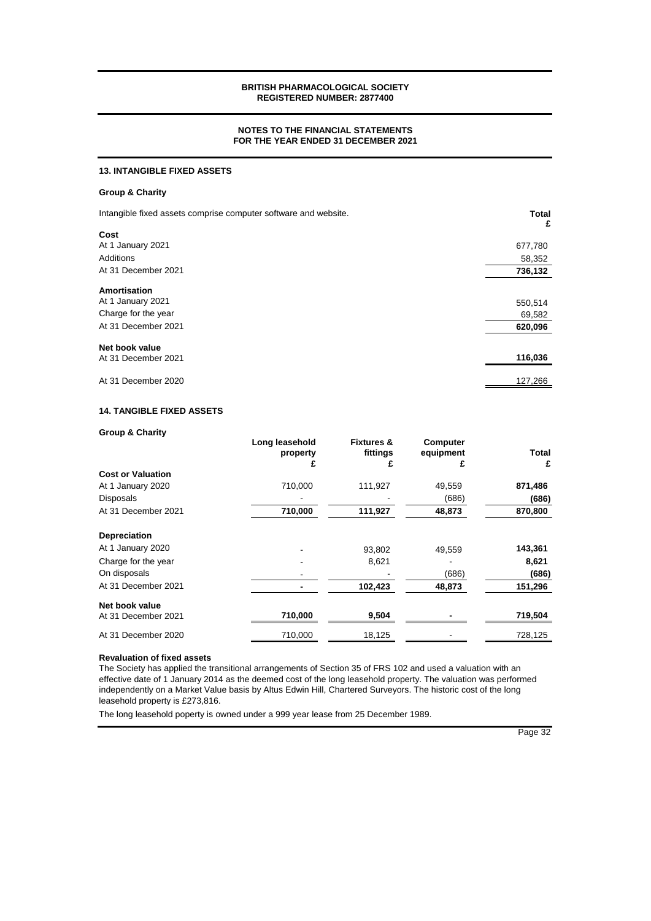## 13. INTANGIBLE FIXED ASSETS

**Group & Charity**

| Intangible fixed assets comprise computer software and website. | Total £ |
|---|---|
| **Cost** | |
| At 1 January 2021 | 677,780 |
| Additions | 58,352 |
| At 31 December 2021 | **736,132** |
| **Amortisation** | |
| At 1 January 2021 | 550,514 |
| Charge for the year | 69,582 |
| At 31 December 2021 | **620,096** |
| **Net book value** | |
| At 31 December 2021 | **116,036** |
| At 31 December 2020 | 127,266 |

## 14. TANGIBLE FIXED ASSETS

**Group & Charity**

| | Long leasehold property £ | Fixtures & fittings £ | Computer equipment £ | Total £ |
|---|---|---|---|---|
| **Cost or Valuation** | | | | |
| At 1 January 2020 | 710,000 | 111,927 | 49,559 | **871,486** |
| Disposals | - | - | (686) | **(686)** |
| At 31 December 2021 | **710,000** | **111,927** | **48,873** | **870,800** |
| **Depreciation** | | | | |
| At 1 January 2020 | - | 93,802 | 49,559 | **143,361** |
| Charge for the year | - | 8,621 | - | **8,621** |
| On disposals | - | - | (686) | **(686)** |
| At 31 December 2021 | **-** | **102,423** | **48,873** | **151,296** |
| **Net book value** | | | | |
| At 31 December 2021 | **710,000** | **9,504** | **-** | **719,504** |
| At 31 December 2020 | 710,000 | 18,125 | - | 728,125 |

**Revaluation of fixed assets**

The Society has applied the transitional arrangements of Section 35 of FRS 102 and used a valuation with an effective date of 1 January 2014 as the deemed cost of the long leasehold property. The valuation was performed independently on a Market Value basis by Altus Edwin Hill, Chartered Surveyors. The historic cost of the long leasehold property is £273,816.

The long leasehold poperty is owned under a 999 year lease from 25 December 1989.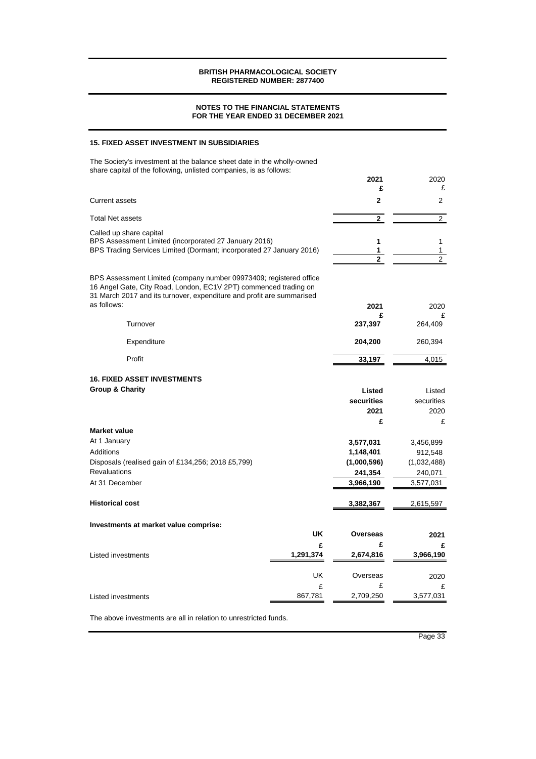**BRITISH PHARMACOLOGICAL SOCIETY**
**REGISTERED NUMBER: 2877400**

**NOTES TO THE FINANCIAL STATEMENTS**
**FOR THE YEAR ENDED 31 DECEMBER 2021**

## 15. FIXED ASSET INVESTMENT IN SUBSIDIARIES

The Society's investment at the balance sheet date in the wholly-owned share capital of the following, unlisted companies, is as follows:

| | **2021** | 2020 |
|---|---|---|
| | **£** | £ |
| Current assets | **2** | 2 |
| Total Net assets | **2** | 2 |
| Called up share capital | | |
| BPS Assessment Limited (incorporated 27 January 2016) | **1** | 1 |
| BPS Trading Services Limited (Dormant; incorporated 27 January 2016) | **1** | 1 |
| | **2** | 2 |

BPS Assessment Limited (company number 09973409; registered office 16 Angel Gate, City Road, London, EC1V 2PT) commenced trading on 31 March 2017 and its turnover, expenditure and profit are summarised as follows:

| | **2021** | 2020 |
|---|---|---|
| | **£** | £ |
| Turnover | **237,397** | 264,409 |
| Expenditure | **204,200** | 260,394 |
| Profit | **33,197** | 4,015 |

## 16. FIXED ASSET INVESTMENTS

**Group & Charity**

| | **Listed securities 2021** | Listed securities 2020 |
|---|---|---|
| | **£** | £ |
| **Market value** | | |
| At 1 January | **3,577,031** | 3,456,899 |
| Additions | **1,148,401** | 912,548 |
| Disposals (realised gain of £134,256; 2018 £5,799) | **(1,000,596)** | (1,032,488) |
| Revaluations | **241,354** | 240,071 |
| At 31 December | **3,966,190** | 3,577,031 |
| **Historical cost** | **3,382,367** | 2,615,597 |

**Investments at market value comprise:**

| | **UK** | **Overseas** | **2021** |
|---|---|---|---|
| | **£** | **£** | **£** |
| Listed investments | **1,291,374** | **2,674,816** | **3,966,190** |
| | UK | Overseas | 2020 |
| | £ | £ | £ |
| Listed investments | 867,781 | 2,709,250 | 3,577,031 |

The above investments are all in relation to unrestricted funds.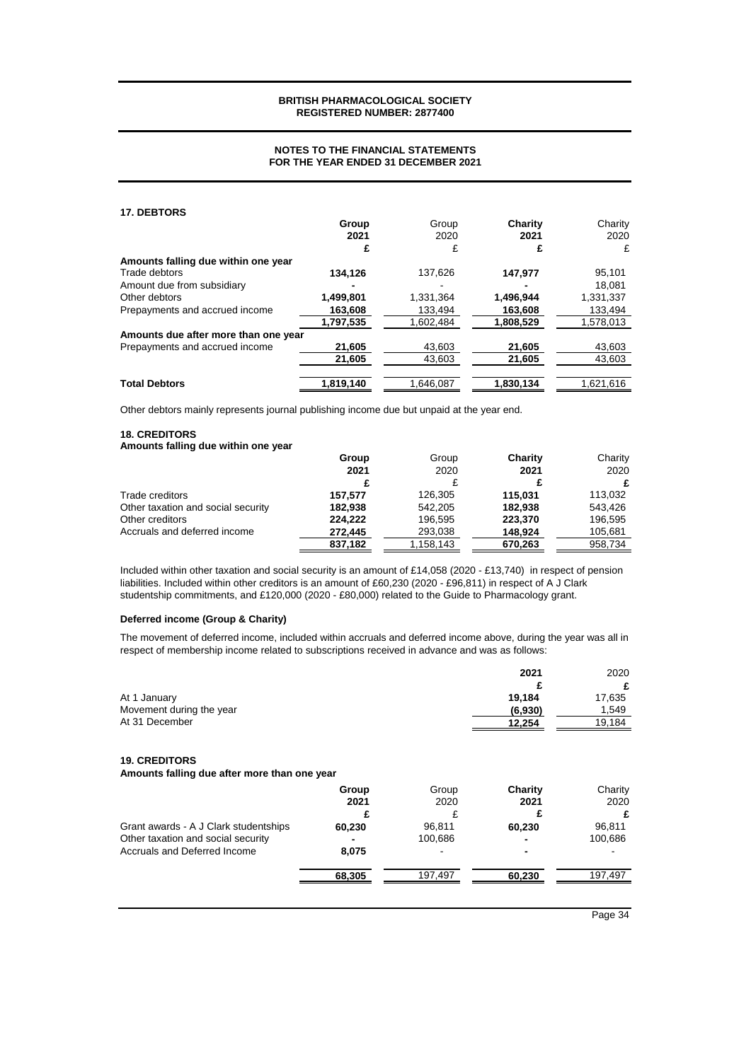## 17. DEBTORS

| | Group 2021 | Group 2020 | Charity 2021 | Charity 2020 |
|---|---|---|---|---|
| | £ | £ | £ | £ |
| **Amounts falling due within one year** | | | | |
| Trade debtors | 134,126 | 137,626 | 147,977 | 95,101 |
| Amount due from subsidiary | - | - | - | 18,081 |
| Other debtors | 1,499,801 | 1,331,364 | 1,496,944 | 1,331,337 |
| Prepayments and accrued income | 163,608 | 133,494 | 163,608 | 133,494 |
| | 1,797,535 | 1,602,484 | 1,808,529 | 1,578,013 |
| **Amounts due after more than one year** | | | | |
| Prepayments and accrued income | 21,605 | 43,603 | 21,605 | 43,603 |
| | 21,605 | 43,603 | 21,605 | 43,603 |
| **Total Debtors** | 1,819,140 | 1,646,087 | 1,830,134 | 1,621,616 |

Other debtors mainly represents journal publishing income due but unpaid at the year end.

## 18. CREDITORS

**Amounts falling due within one year**

| | Group 2021 | Group 2020 | Charity 2021 | Charity 2020 |
|---|---|---|---|---|
| | £ | £ | £ | £ |
| Trade creditors | 157,577 | 126,305 | 115,031 | 113,032 |
| Other taxation and social security | 182,938 | 542,205 | 182,938 | 543,426 |
| Other creditors | 224,222 | 196,595 | 223,370 | 196,595 |
| Accruals and deferred income | 272,445 | 293,038 | 148,924 | 105,681 |
| | 837,182 | 1,158,143 | 670,263 | 958,734 |

Included within other taxation and social security is an amount of £14,058 (2020 - £13,740) in respect of pension liabilities. Included within other creditors is an amount of £60,230 (2020 - £96,811) in respect of A J Clark studentship commitments, and £120,000 (2020 - £80,000) related to the Guide to Pharmacology grant.

### Deferred income (Group & Charity)

The movement of deferred income, included within accruals and deferred income above, during the year was all in respect of membership income related to subscriptions received in advance and was as follows:

| | 2021 | 2020 |
|---|---|---|
| | £ | £ |
| At 1 January | 19,184 | 17,635 |
| Movement during the year | (6,930) | 1,549 |
| At 31 December | 12,254 | 19,184 |

## 19. CREDITORS

**Amounts falling due after more than one year**

| | Group 2021 | Group 2020 | Charity 2021 | Charity 2020 |
|---|---|---|---|---|
| | £ | £ | £ | £ |
| Grant awards - A J Clark studentships | 60,230 | 96,811 | 60,230 | 96,811 |
| Other taxation and social security | - | 100,686 | - | 100,686 |
| Accruals and Deferred Income | 8,075 | - | - | - |
| | 68,305 | 197,497 | 60,230 | 197,497 |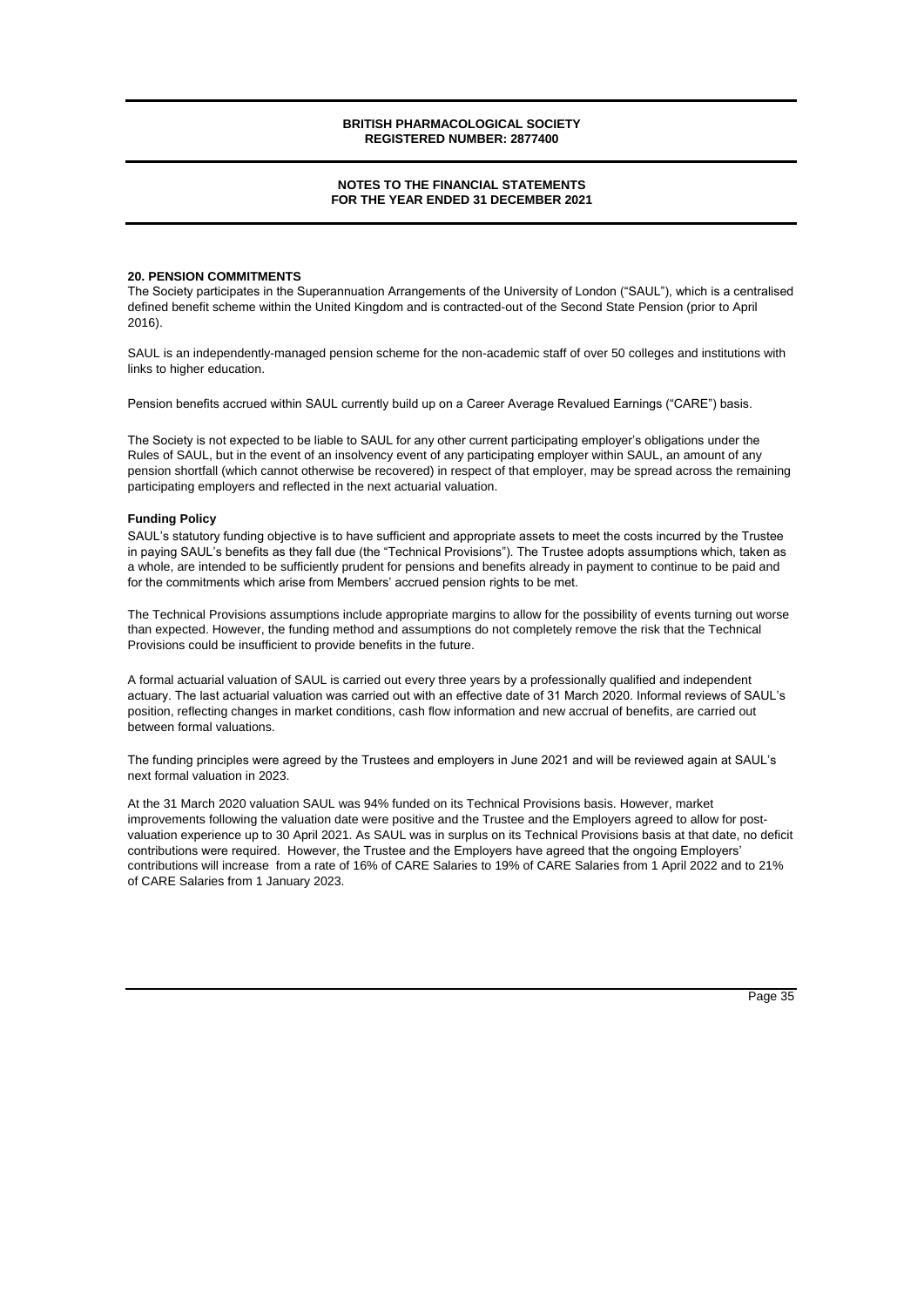## 20. PENSION COMMITMENTS

The Society participates in the Superannuation Arrangements of the University of London ("SAUL"), which is a centralised defined benefit scheme within the United Kingdom and is contracted-out of the Second State Pension (prior to April 2016).

SAUL is an independently-managed pension scheme for the non-academic staff of over 50 colleges and institutions with links to higher education.

Pension benefits accrued within SAUL currently build up on a Career Average Revalued Earnings ("CARE") basis.

The Society is not expected to be liable to SAUL for any other current participating employer's obligations under the Rules of SAUL, but in the event of an insolvency event of any participating employer within SAUL, an amount of any pension shortfall (which cannot otherwise be recovered) in respect of that employer, may be spread across the remaining participating employers and reflected in the next actuarial valuation.

### Funding Policy

SAUL's statutory funding objective is to have sufficient and appropriate assets to meet the costs incurred by the Trustee in paying SAUL's benefits as they fall due (the "Technical Provisions"). The Trustee adopts assumptions which, taken as a whole, are intended to be sufficiently prudent for pensions and benefits already in payment to continue to be paid and for the commitments which arise from Members' accrued pension rights to be met.

The Technical Provisions assumptions include appropriate margins to allow for the possibility of events turning out worse than expected. However, the funding method and assumptions do not completely remove the risk that the Technical Provisions could be insufficient to provide benefits in the future.

A formal actuarial valuation of SAUL is carried out every three years by a professionally qualified and independent actuary. The last actuarial valuation was carried out with an effective date of 31 March 2020. Informal reviews of SAUL's position, reflecting changes in market conditions, cash flow information and new accrual of benefits, are carried out between formal valuations.

The funding principles were agreed by the Trustees and employers in June 2021 and will be reviewed again at SAUL's next formal valuation in 2023.

At the 31 March 2020 valuation SAUL was 94% funded on its Technical Provisions basis. However, market improvements following the valuation date were positive and the Trustee and the Employers agreed to allow for post-valuation experience up to 30 April 2021. As SAUL was in surplus on its Technical Provisions basis at that date, no deficit contributions were required. However, the Trustee and the Employers have agreed that the ongoing Employers' contributions will increase from a rate of 16% of CARE Salaries to 19% of CARE Salaries from 1 April 2022 and to 21% of CARE Salaries from 1 January 2023.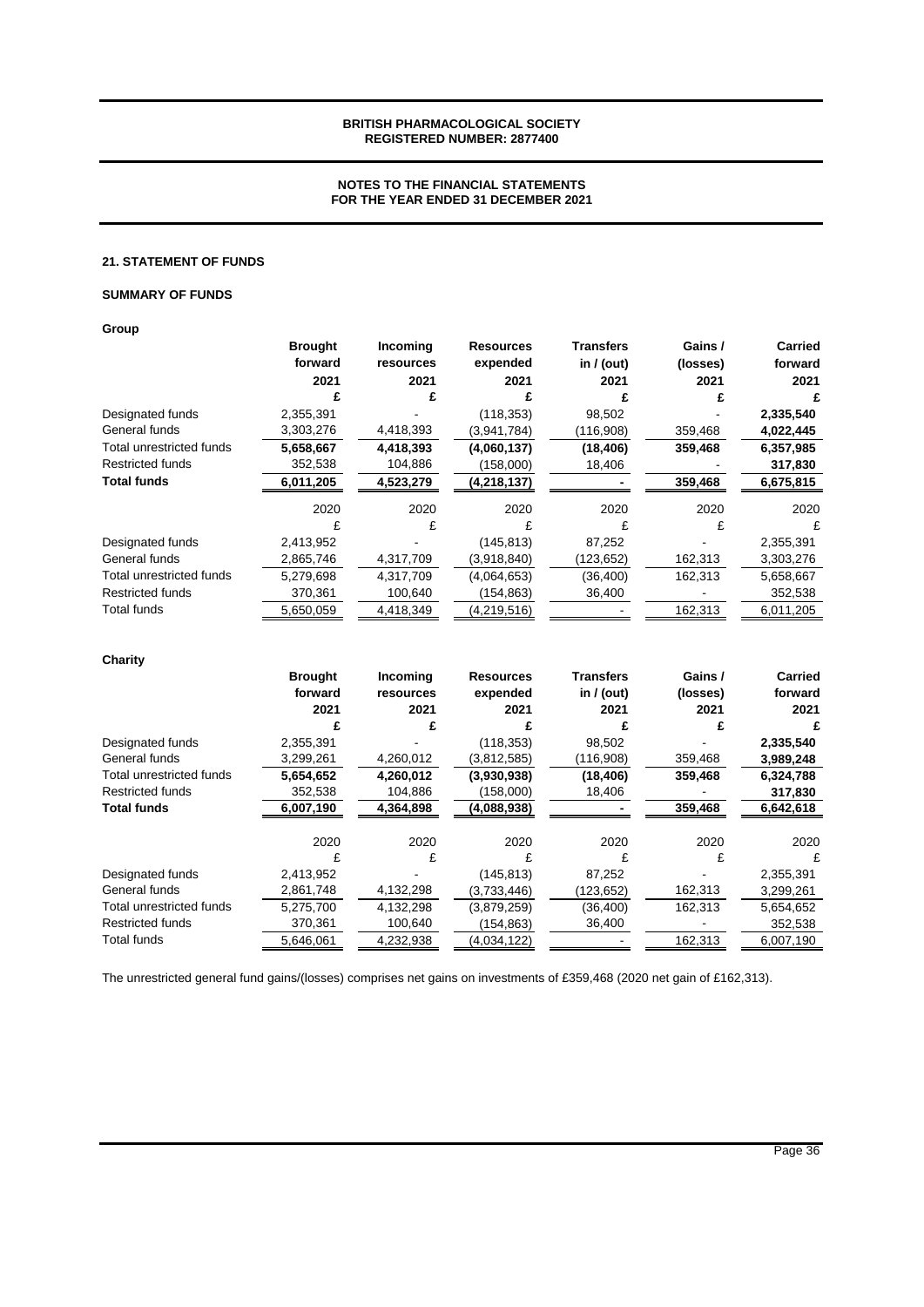**BRITISH PHARMACOLOGICAL SOCIETY**
**REGISTERED NUMBER: 2877400**

**NOTES TO THE FINANCIAL STATEMENTS**
**FOR THE YEAR ENDED 31 DECEMBER 2021**

## 21. STATEMENT OF FUNDS

### SUMMARY OF FUNDS

**Group**

| | Brought forward 2021 | Incoming resources 2021 | Resources expended 2021 | Transfers in / (out) 2021 | Gains / (losses) 2021 | Carried forward 2021 |
|---|---|---|---|---|---|---|
| | £ | £ | £ | £ | £ | £ |
| Designated funds | 2,355,391 | - | (118,353) | 98,502 | - | **2,335,540** |
| General funds | 3,303,276 | 4,418,393 | (3,941,784) | (116,908) | 359,468 | **4,022,445** |
| Total unrestricted funds | **5,658,667** | **4,418,393** | **(4,060,137)** | **(18,406)** | **359,468** | **6,357,985** |
| Restricted funds | 352,538 | 104,886 | (158,000) | 18,406 | - | **317,830** |
| **Total funds** | **6,011,205** | **4,523,279** | **(4,218,137)** | **-** | **359,468** | **6,675,815** |

| | 2020 | 2020 | 2020 | 2020 | 2020 | 2020 |
|---|---|---|---|---|---|---|
| | £ | £ | £ | £ | £ | £ |
| Designated funds | 2,413,952 | - | (145,813) | 87,252 | - | 2,355,391 |
| General funds | 2,865,746 | 4,317,709 | (3,918,840) | (123,652) | 162,313 | 3,303,276 |
| Total unrestricted funds | 5,279,698 | 4,317,709 | (4,064,653) | (36,400) | 162,313 | 5,658,667 |
| Restricted funds | 370,361 | 100,640 | (154,863) | 36,400 | - | 352,538 |
| Total funds | 5,650,059 | 4,418,349 | (4,219,516) | - | 162,313 | 6,011,205 |

**Charity**

| | Brought forward 2021 | Incoming resources 2021 | Resources expended 2021 | Transfers in / (out) 2021 | Gains / (losses) 2021 | Carried forward 2021 |
|---|---|---|---|---|---|---|
| | £ | £ | £ | £ | £ | £ |
| Designated funds | 2,355,391 | - | (118,353) | 98,502 | - | **2,335,540** |
| General funds | 3,299,261 | 4,260,012 | (3,812,585) | (116,908) | 359,468 | **3,989,248** |
| Total unrestricted funds | **5,654,652** | **4,260,012** | **(3,930,938)** | **(18,406)** | **359,468** | **6,324,788** |
| Restricted funds | 352,538 | 104,886 | (158,000) | 18,406 | - | **317,830** |
| **Total funds** | **6,007,190** | **4,364,898** | **(4,088,938)** | **-** | **359,468** | **6,642,618** |

| | 2020 | 2020 | 2020 | 2020 | 2020 | 2020 |
|---|---|---|---|---|---|---|
| | £ | £ | £ | £ | £ | £ |
| Designated funds | 2,413,952 | - | (145,813) | 87,252 | - | 2,355,391 |
| General funds | 2,861,748 | 4,132,298 | (3,733,446) | (123,652) | 162,313 | 3,299,261 |
| Total unrestricted funds | 5,275,700 | 4,132,298 | (3,879,259) | (36,400) | 162,313 | 5,654,652 |
| Restricted funds | 370,361 | 100,640 | (154,863) | 36,400 | - | 352,538 |
| Total funds | 5,646,061 | 4,232,938 | (4,034,122) | - | 162,313 | 6,007,190 |

The unrestricted general fund gains/(losses) comprises net gains on investments of £359,468 (2020 net gain of £162,313).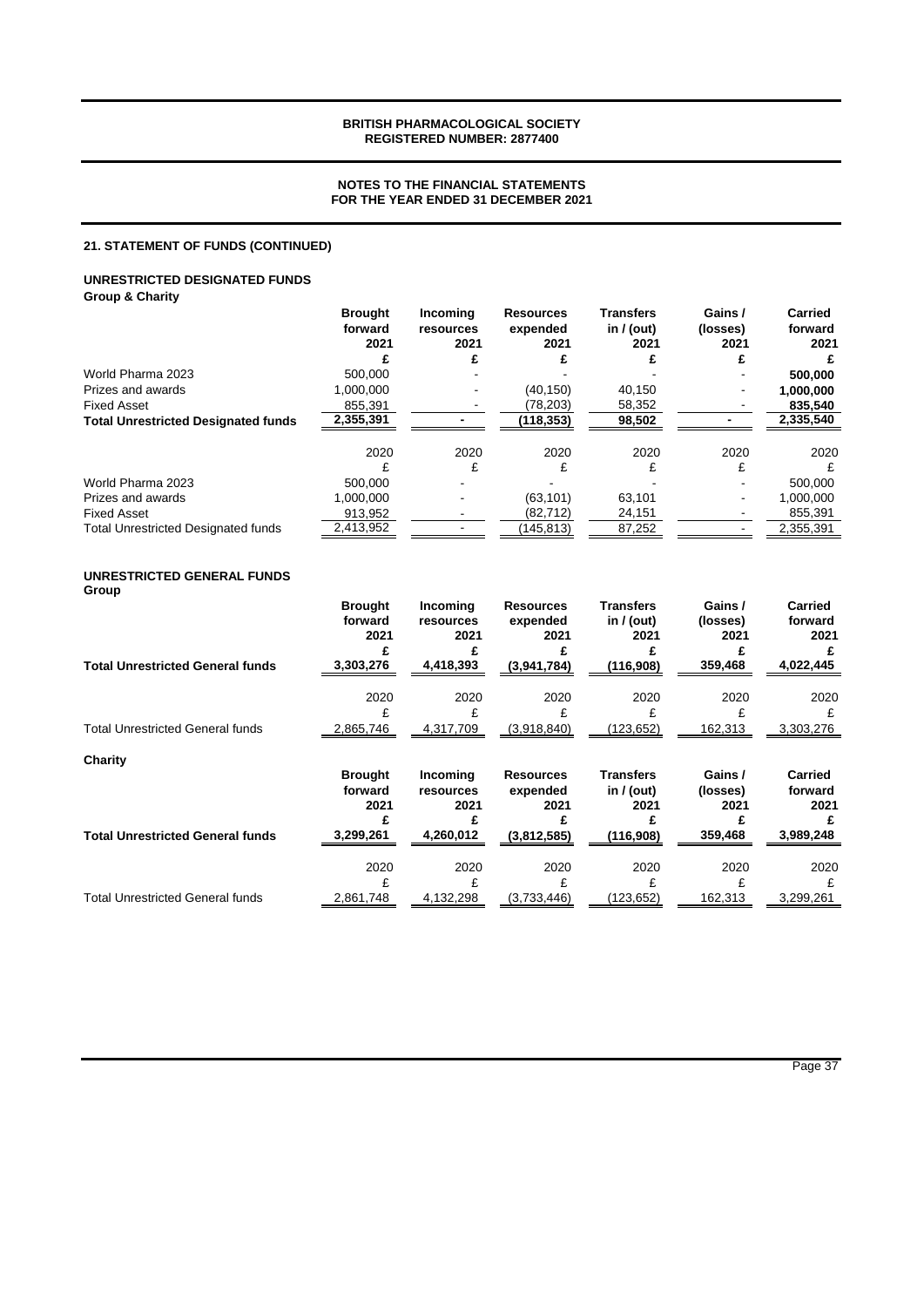## 21. STATEMENT OF FUNDS (CONTINUED)

### UNRESTRICTED DESIGNATED FUNDS

**Group & Charity**

| | Brought forward 2021 | Incoming resources 2021 | Resources expended 2021 | Transfers in / (out) 2021 | Gains / (losses) 2021 | Carried forward 2021 |
|---|---|---|---|---|---|---|
| | £ | £ | £ | £ | £ | £ |
| World Pharma 2023 | 500,000 | - | - | - | - | **500,000** |
| Prizes and awards | 1,000,000 | - | (40,150) | 40,150 | - | **1,000,000** |
| Fixed Asset | 855,391 | - | (78,203) | 58,352 | - | **835,540** |
| **Total Unrestricted Designated funds** | **2,355,391** | **-** | **(118,353)** | **98,502** | **-** | **2,335,540** |

| | 2020 | 2020 | 2020 | 2020 | 2020 | 2020 |
|---|---|---|---|---|---|---|
| | £ | £ | £ | £ | £ | £ |
| World Pharma 2023 | 500,000 | - | - | - | - | 500,000 |
| Prizes and awards | 1,000,000 | - | (63,101) | 63,101 | - | 1,000,000 |
| Fixed Asset | 913,952 | - | (82,712) | 24,151 | - | 855,391 |
| Total Unrestricted Designated funds | 2,413,952 | - | (145,813) | 87,252 | - | 2,355,391 |

### UNRESTRICTED GENERAL FUNDS

**Group**

| | Brought forward 2021 | Incoming resources 2021 | Resources expended 2021 | Transfers in / (out) 2021 | Gains / (losses) 2021 | Carried forward 2021 |
|---|---|---|---|---|---|---|
| | £ | £ | £ | £ | £ | £ |
| **Total Unrestricted General funds** | **3,303,276** | **4,418,393** | **(3,941,784)** | **(116,908)** | **359,468** | **4,022,445** |

| | 2020 | 2020 | 2020 | 2020 | 2020 | 2020 |
|---|---|---|---|---|---|---|
| | £ | £ | £ | £ | £ | £ |
| Total Unrestricted General funds | 2,865,746 | 4,317,709 | (3,918,840) | (123,652) | 162,313 | 3,303,276 |

**Charity**

| | Brought forward 2021 | Incoming resources 2021 | Resources expended 2021 | Transfers in / (out) 2021 | Gains / (losses) 2021 | Carried forward 2021 |
|---|---|---|---|---|---|---|
| | £ | £ | £ | £ | £ | £ |
| **Total Unrestricted General funds** | **3,299,261** | **4,260,012** | **(3,812,585)** | **(116,908)** | **359,468** | **3,989,248** |

| | 2020 | 2020 | 2020 | 2020 | 2020 | 2020 |
|---|---|---|---|---|---|---|
| | £ | £ | £ | £ | £ | £ |
| Total Unrestricted General funds | 2,861,748 | 4,132,298 | (3,733,446) | (123,652) | 162,313 | 3,299,261 |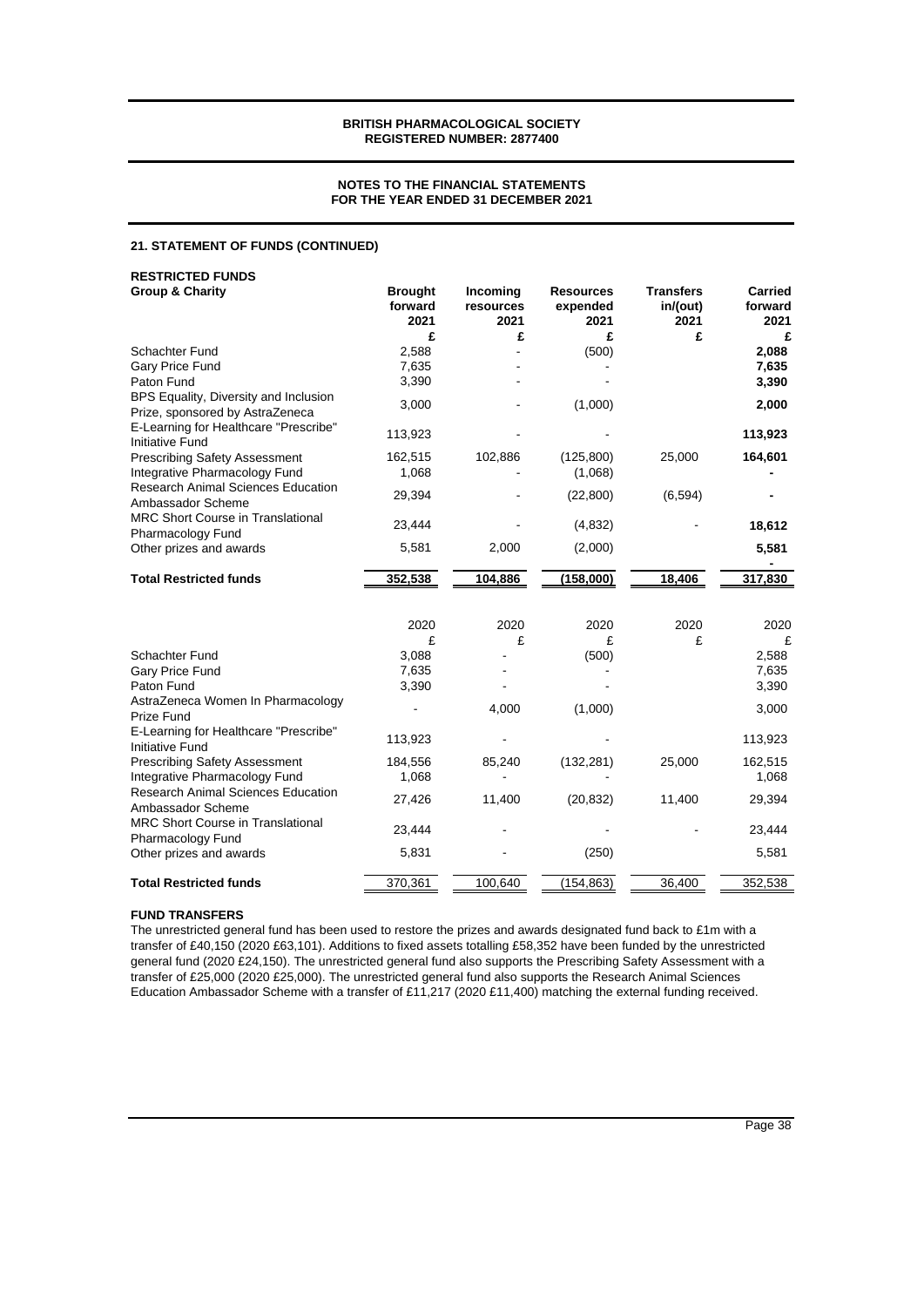## 21. STATEMENT OF FUNDS (CONTINUED)

### RESTRICTED FUNDS

| Group & Charity | Brought forward 2021 | Incoming resources 2021 | Resources expended 2021 | Transfers in/(out) 2021 | Carried forward 2021 |
|---|---|---|---|---|---|
| | £ | £ | £ | £ | £ |
| Schachter Fund | 2,588 | - | (500) | | **2,088** |
| Gary Price Fund | 7,635 | - | - | | **7,635** |
| Paton Fund | 3,390 | - | - | | **3,390** |
| BPS Equality, Diversity and Inclusion Prize, sponsored by AstraZeneca | 3,000 | - | (1,000) | | **2,000** |
| E-Learning for Healthcare "Prescribe" Initiative Fund | 113,923 | - | - | | **113,923** |
| Prescribing Safety Assessment | 162,515 | 102,886 | (125,800) | 25,000 | **164,601** |
| Integrative Pharmacology Fund | 1,068 | - | (1,068) | | **-** |
| Research Animal Sciences Education Ambassador Scheme | 29,394 | - | (22,800) | (6,594) | **-** |
| MRC Short Course in Translational Pharmacology Fund | 23,444 | - | (4,832) | - | **18,612** |
| Other prizes and awards | 5,581 | 2,000 | (2,000) | | **5,581** |
| **Total Restricted funds** | **352,538** | **104,886** | **(158,000)** | **18,406** | **317,830** |

| | 2020 | 2020 | 2020 | 2020 | 2020 |
|---|---|---|---|---|---|
| | £ | £ | £ | £ | £ |
| Schachter Fund | 3,088 | - | (500) | | 2,588 |
| Gary Price Fund | 7,635 | - | - | | 7,635 |
| Paton Fund | 3,390 | - | - | | 3,390 |
| AstraZeneca Women In Pharmacology Prize Fund | - | 4,000 | (1,000) | | 3,000 |
| E-Learning for Healthcare "Prescribe" Initiative Fund | 113,923 | - | - | | 113,923 |
| Prescribing Safety Assessment | 184,556 | 85,240 | (132,281) | 25,000 | 162,515 |
| Integrative Pharmacology Fund | 1,068 | - | - | | 1,068 |
| Research Animal Sciences Education Ambassador Scheme | 27,426 | 11,400 | (20,832) | 11,400 | 29,394 |
| MRC Short Course in Translational Pharmacology Fund | 23,444 | - | - | - | 23,444 |
| Other prizes and awards | 5,831 | - | (250) | | 5,581 |
| **Total Restricted funds** | 370,361 | 100,640 | (154,863) | 36,400 | 352,538 |

### FUND TRANSFERS

The unrestricted general fund has been used to restore the prizes and awards designated fund back to £1m with a transfer of £40,150 (2020 £63,101). Additions to fixed assets totalling £58,352 have been funded by the unrestricted general fund (2020 £24,150). The unrestricted general fund also supports the Prescribing Safety Assessment with a transfer of £25,000 (2020 £25,000). The unrestricted general fund also supports the Research Animal Sciences Education Ambassador Scheme with a transfer of £11,217 (2020 £11,400) matching the external funding received.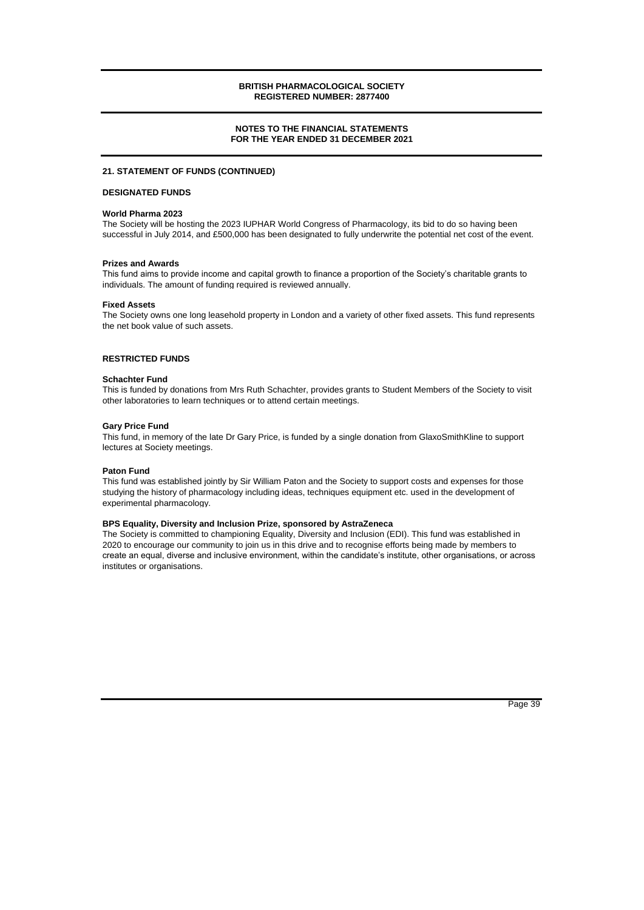## 21. STATEMENT OF FUNDS (CONTINUED)

### DESIGNATED FUNDS

**World Pharma 2023**

The Society will be hosting the 2023 IUPHAR World Congress of Pharmacology, its bid to do so having been successful in July 2014, and £500,000 has been designated to fully underwrite the potential net cost of the event.

**Prizes and Awards**

This fund aims to provide income and capital growth to finance a proportion of the Society's charitable grants to individuals. The amount of funding required is reviewed annually.

**Fixed Assets**

The Society owns one long leasehold property in London and a variety of other fixed assets. This fund represents the net book value of such assets.

### RESTRICTED FUNDS

**Schachter Fund**

This is funded by donations from Mrs Ruth Schachter, provides grants to Student Members of the Society to visit other laboratories to learn techniques or to attend certain meetings.

**Gary Price Fund**

This fund, in memory of the late Dr Gary Price, is funded by a single donation from GlaxoSmithKline to support lectures at Society meetings.

**Paton Fund**

This fund was established jointly by Sir William Paton and the Society to support costs and expenses for those studying the history of pharmacology including ideas, techniques equipment etc. used in the development of experimental pharmacology.

**BPS Equality, Diversity and Inclusion Prize, sponsored by AstraZeneca**

The Society is committed to championing Equality, Diversity and Inclusion (EDI). This fund was established in 2020 to encourage our community to join us in this drive and to recognise efforts being made by members to create an equal, diverse and inclusive environment, within the candidate's institute, other organisations, or across institutes or organisations.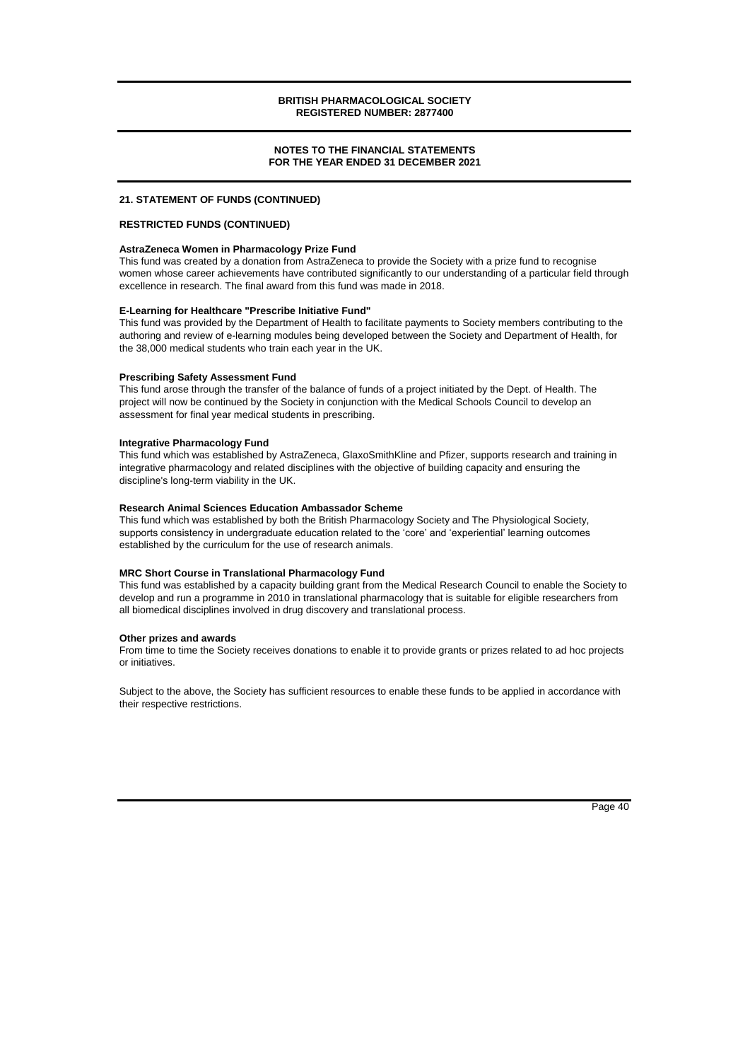## 21. STATEMENT OF FUNDS (CONTINUED)

### RESTRICTED FUNDS (CONTINUED)

**AstraZeneca Women in Pharmacology Prize Fund**

This fund was created by a donation from AstraZeneca to provide the Society with a prize fund to recognise women whose career achievements have contributed significantly to our understanding of a particular field through excellence in research. The final award from this fund was made in 2018.

**E-Learning for Healthcare "Prescribe Initiative Fund"**

This fund was provided by the Department of Health to facilitate payments to Society members contributing to the authoring and review of e-learning modules being developed between the Society and Department of Health, for the 38,000 medical students who train each year in the UK.

**Prescribing Safety Assessment Fund**

This fund arose through the transfer of the balance of funds of a project initiated by the Dept. of Health. The project will now be continued by the Society in conjunction with the Medical Schools Council to develop an assessment for final year medical students in prescribing.

**Integrative Pharmacology Fund**

This fund which was established by AstraZeneca, GlaxoSmithKline and Pfizer, supports research and training in integrative pharmacology and related disciplines with the objective of building capacity and ensuring the discipline's long-term viability in the UK.

**Research Animal Sciences Education Ambassador Scheme**

This fund which was established by both the British Pharmacology Society and The Physiological Society, supports consistency in undergraduate education related to the 'core' and 'experiential' learning outcomes established by the curriculum for the use of research animals.

**MRC Short Course in Translational Pharmacology Fund**

This fund was established by a capacity building grant from the Medical Research Council to enable the Society to develop and run a programme in 2010 in translational pharmacology that is suitable for eligible researchers from all biomedical disciplines involved in drug discovery and translational process.

**Other prizes and awards**

From time to time the Society receives donations to enable it to provide grants or prizes related to ad hoc projects or initiatives.

Subject to the above, the Society has sufficient resources to enable these funds to be applied in accordance with their respective restrictions.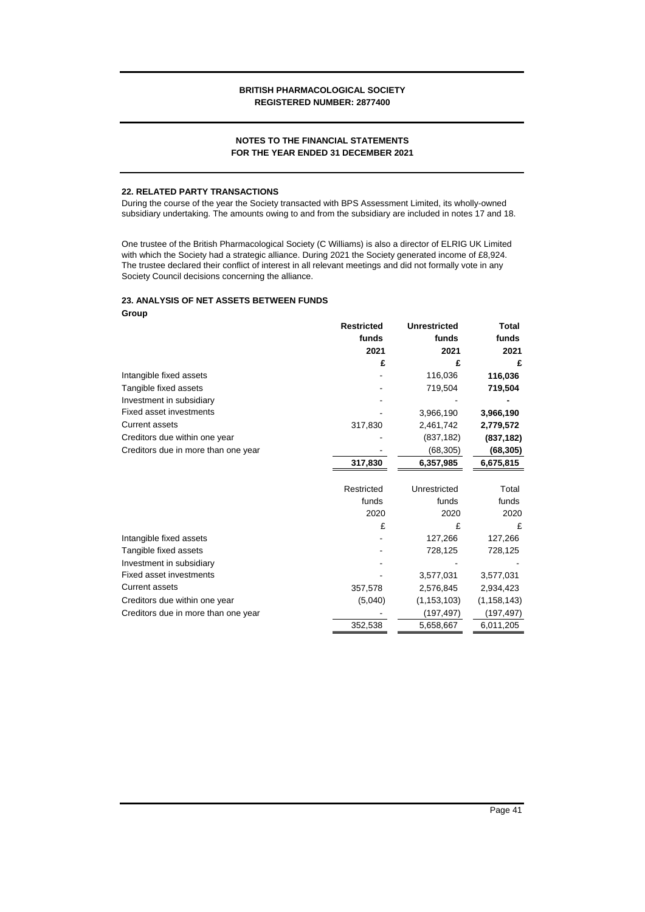**BRITISH PHARMACOLOGICAL SOCIETY**
**REGISTERED NUMBER: 2877400**

**NOTES TO THE FINANCIAL STATEMENTS**
**FOR THE YEAR ENDED 31 DECEMBER 2021**

### 22. RELATED PARTY TRANSACTIONS

During the course of the year the Society transacted with BPS Assessment Limited, its wholly-owned subsidiary undertaking. The amounts owing to and from the subsidiary are included in notes 17 and 18.

One trustee of the British Pharmacological Society (C Williams) is also a director of ELRIG UK Limited with which the Society had a strategic alliance. During 2021 the Society generated income of £8,924. The trustee declared their conflict of interest in all relevant meetings and did not formally vote in any Society Council decisions concerning the alliance.

### 23. ANALYSIS OF NET ASSETS BETWEEN FUNDS

**Group**

| | **Restricted funds 2021 £** | **Unrestricted funds 2021 £** | **Total funds 2021 £** |
|---|---|---|---|
| Intangible fixed assets | - | 116,036 | **116,036** |
| Tangible fixed assets | - | 719,504 | **719,504** |
| Investment in subsidiary | - | - | **-** |
| Fixed asset investments | - | 3,966,190 | **3,966,190** |
| Current assets | 317,830 | 2,461,742 | **2,779,572** |
| Creditors due within one year | - | (837,182) | **(837,182)** |
| Creditors due in more than one year | - | (68,305) | **(68,305)** |
| | **317,830** | **6,357,985** | **6,675,815** |

| | Restricted funds 2020 £ | Unrestricted funds 2020 £ | Total funds 2020 £ |
|---|---|---|---|
| Intangible fixed assets | - | 127,266 | 127,266 |
| Tangible fixed assets | - | 728,125 | 728,125 |
| Investment in subsidiary | - | - | - |
| Fixed asset investments | - | 3,577,031 | 3,577,031 |
| Current assets | 357,578 | 2,576,845 | 2,934,423 |
| Creditors due within one year | (5,040) | (1,153,103) | (1,158,143) |
| Creditors due in more than one year | - | (197,497) | (197,497) |
| | 352,538 | 5,658,667 | 6,011,205 |